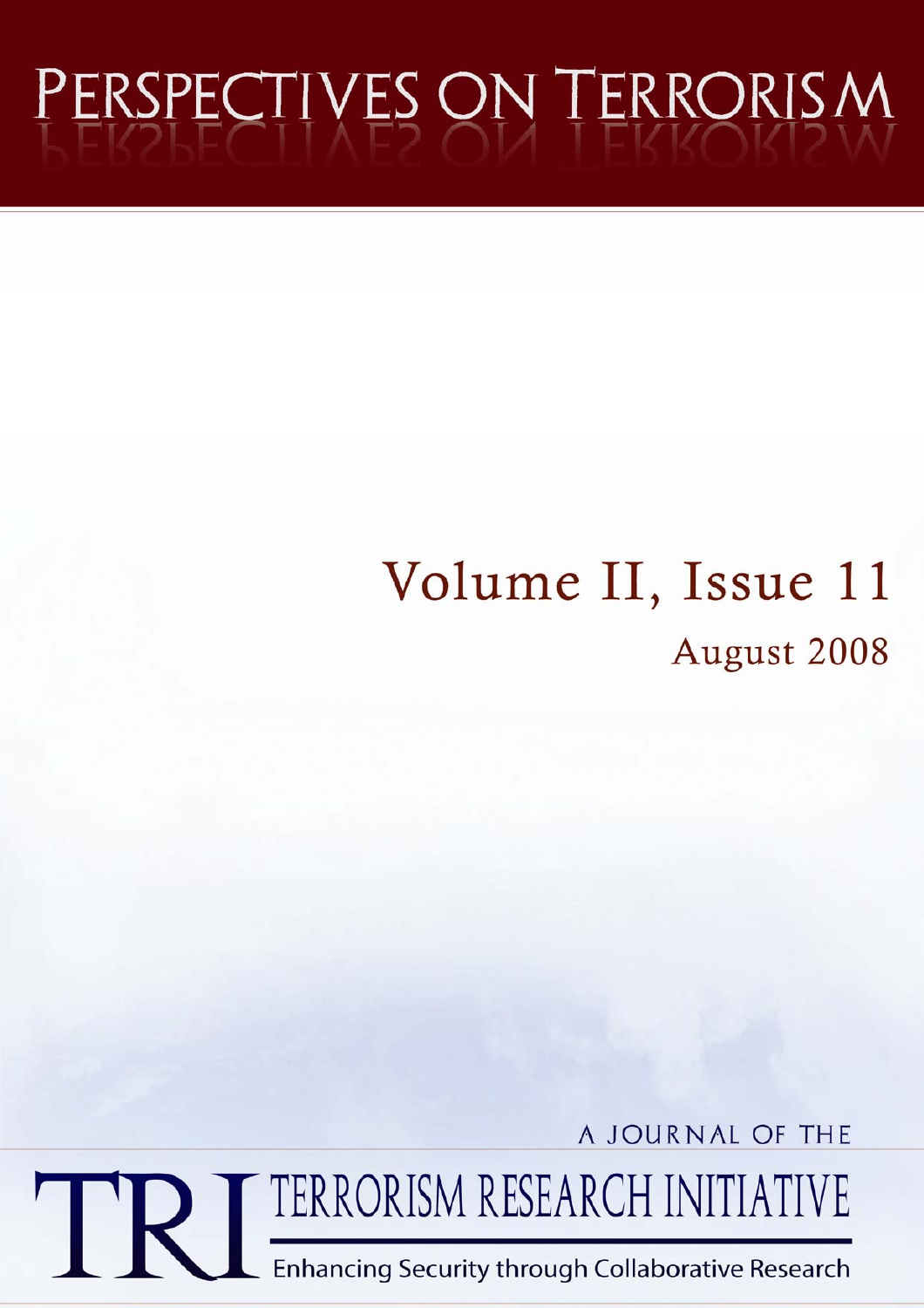# PERSPECTIVES ON TERRORISM

## Volume II, Issue 11

August 2008

A JOURNAL OF THE

TRI TERRORISM RESEARCH INITIATIVE

Enhancing Security through Collaborative Research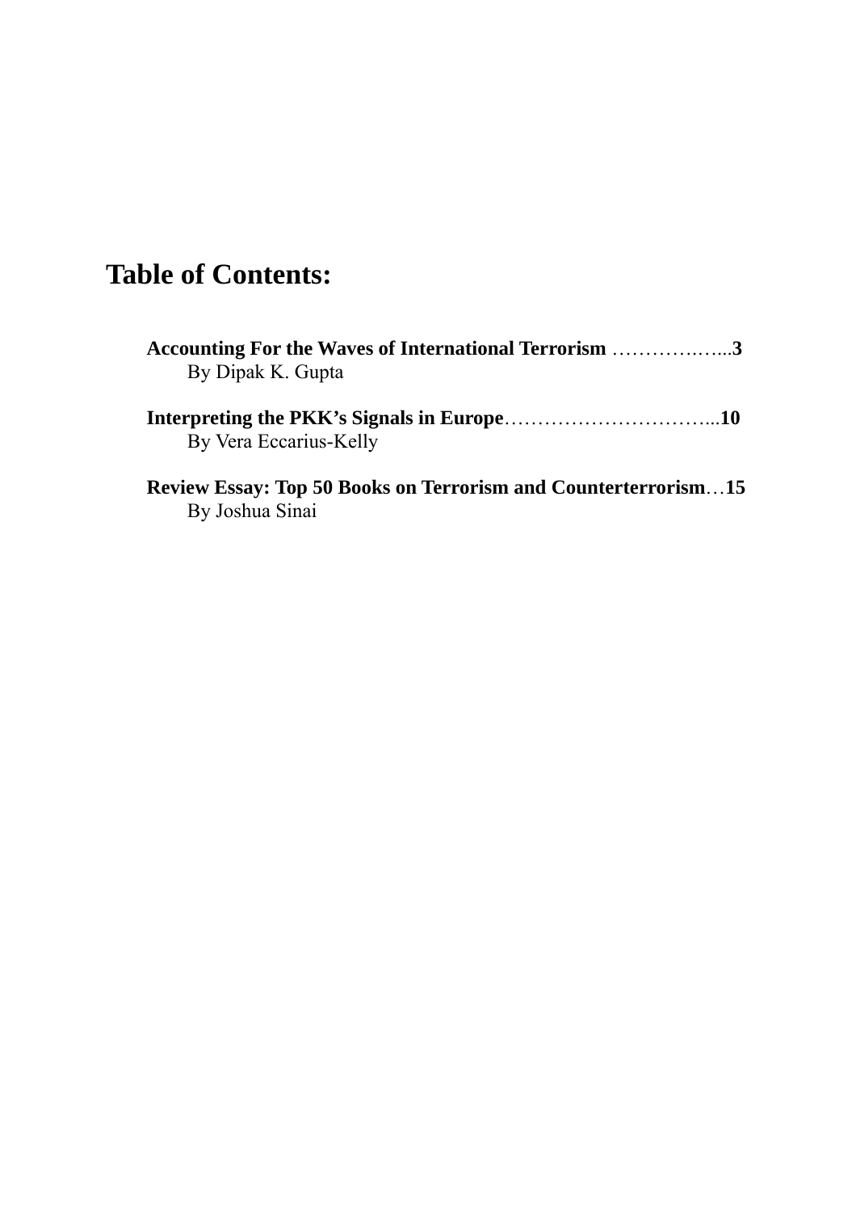# Table of Contents:

**Accounting For the Waves of International Terrorism** …………….…...**3**
By Dipak K. Gupta

**Interpreting the PKK's Signals in Europe**…………………………...**10**
By Vera Eccarius-Kelly

**Review Essay: Top 50 Books on Terrorism and Counterterrorism**…**15**
By Joshua Sinai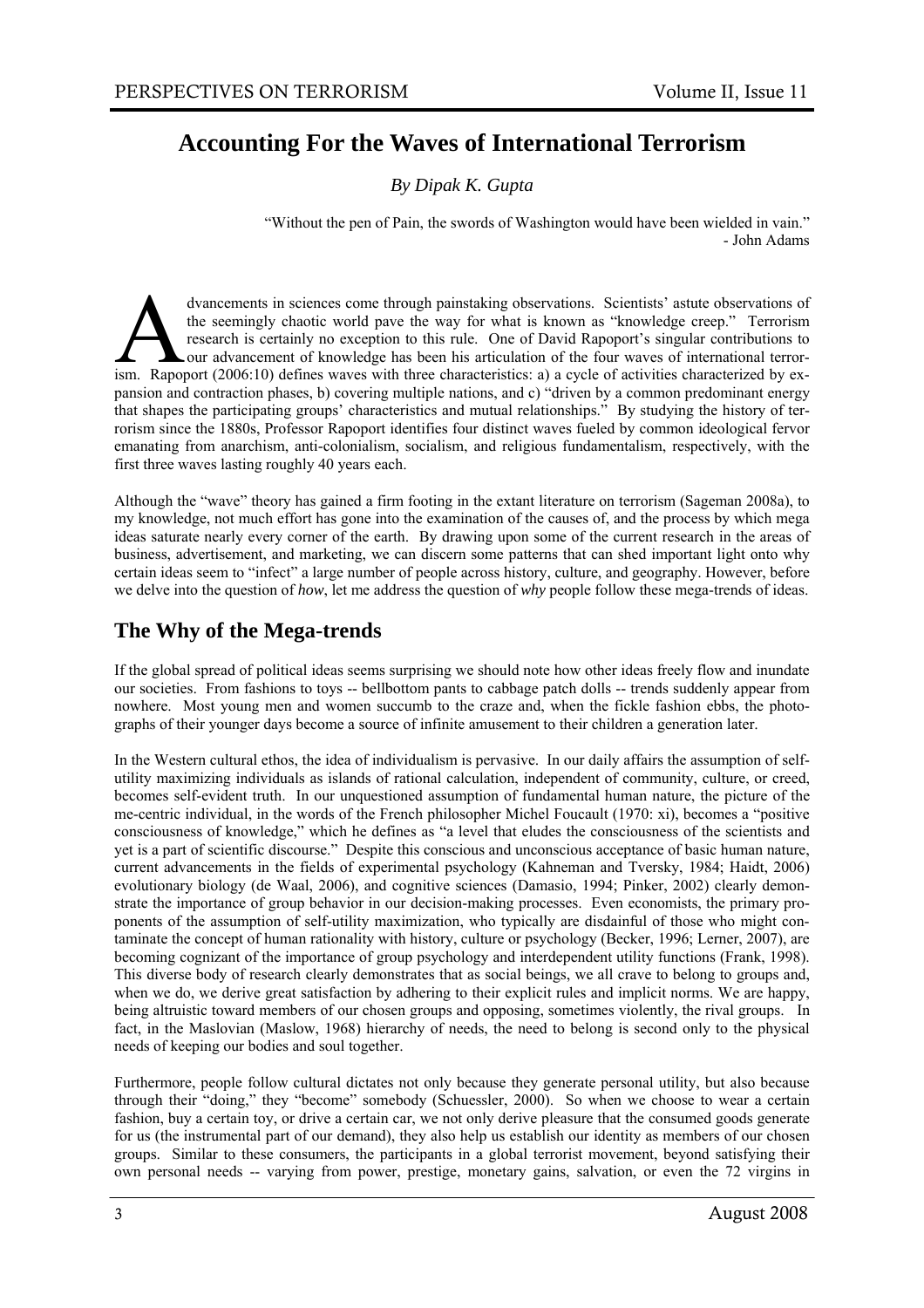# Accounting For the Waves of International Terrorism

*By Dipak K. Gupta*

> "Without the pen of Pain, the swords of Washington would have been wielded in vain."
> \- John Adams

Advancements in sciences come through painstaking observations. Scientists' astute observations of the seemingly chaotic world pave the way for what is known as "knowledge creep." Terrorism research is certainly no exception to this rule. One of David Rapoport's singular contributions to our advancement of knowledge has been his articulation of the four waves of international terrorism. Rapoport (2006:10) defines waves with three characteristics: a) a cycle of activities characterized by expansion and contraction phases, b) covering multiple nations, and c) "driven by a common predominant energy that shapes the participating groups' characteristics and mutual relationships." By studying the history of terrorism since the 1880s, Professor Rapoport identifies four distinct waves fueled by common ideological fervor emanating from anarchism, anti-colonialism, socialism, and religious fundamentalism, respectively, with the first three waves lasting roughly 40 years each.

Although the "wave" theory has gained a firm footing in the extant literature on terrorism (Sageman 2008a), to my knowledge, not much effort has gone into the examination of the causes of, and the process by which mega ideas saturate nearly every corner of the earth. By drawing upon some of the current research in the areas of business, advertisement, and marketing, we can discern some patterns that can shed important light onto why certain ideas seem to "infect" a large number of people across history, culture, and geography. However, before we delve into the question of *how*, let me address the question of *why* people follow these mega-trends of ideas.

## The Why of the Mega-trends

If the global spread of political ideas seems surprising we should note how other ideas freely flow and inundate our societies. From fashions to toys -- bellbottom pants to cabbage patch dolls -- trends suddenly appear from nowhere. Most young men and women succumb to the craze and, when the fickle fashion ebbs, the photographs of their younger days become a source of infinite amusement to their children a generation later.

In the Western cultural ethos, the idea of individualism is pervasive. In our daily affairs the assumption of self-utility maximizing individuals as islands of rational calculation, independent of community, culture, or creed, becomes self-evident truth. In our unquestioned assumption of fundamental human nature, the picture of the me-centric individual, in the words of the French philosopher Michel Foucault (1970: xi), becomes a "positive consciousness of knowledge," which he defines as "a level that eludes the consciousness of the scientists and yet is a part of scientific discourse." Despite this conscious and unconscious acceptance of basic human nature, current advancements in the fields of experimental psychology (Kahneman and Tversky, 1984; Haidt, 2006) evolutionary biology (de Waal, 2006), and cognitive sciences (Damasio, 1994; Pinker, 2002) clearly demonstrate the importance of group behavior in our decision-making processes. Even economists, the primary proponents of the assumption of self-utility maximization, who typically are disdainful of those who might contaminate the concept of human rationality with history, culture or psychology (Becker, 1996; Lerner, 2007), are becoming cognizant of the importance of group psychology and interdependent utility functions (Frank, 1998). This diverse body of research clearly demonstrates that as social beings, we all crave to belong to groups and, when we do, we derive great satisfaction by adhering to their explicit rules and implicit norms. We are happy, being altruistic toward members of our chosen groups and opposing, sometimes violently, the rival groups. In fact, in the Maslovian (Maslow, 1968) hierarchy of needs, the need to belong is second only to the physical needs of keeping our bodies and soul together.

Furthermore, people follow cultural dictates not only because they generate personal utility, but also because through their "doing," they "become" somebody (Schuessler, 2000). So when we choose to wear a certain fashion, buy a certain toy, or drive a certain car, we not only derive pleasure that the consumed goods generate for us (the instrumental part of our demand), they also help us establish our identity as members of our chosen groups. Similar to these consumers, the participants in a global terrorist movement, beyond satisfying their own personal needs -- varying from power, prestige, monetary gains, salvation, or even the 72 virgins in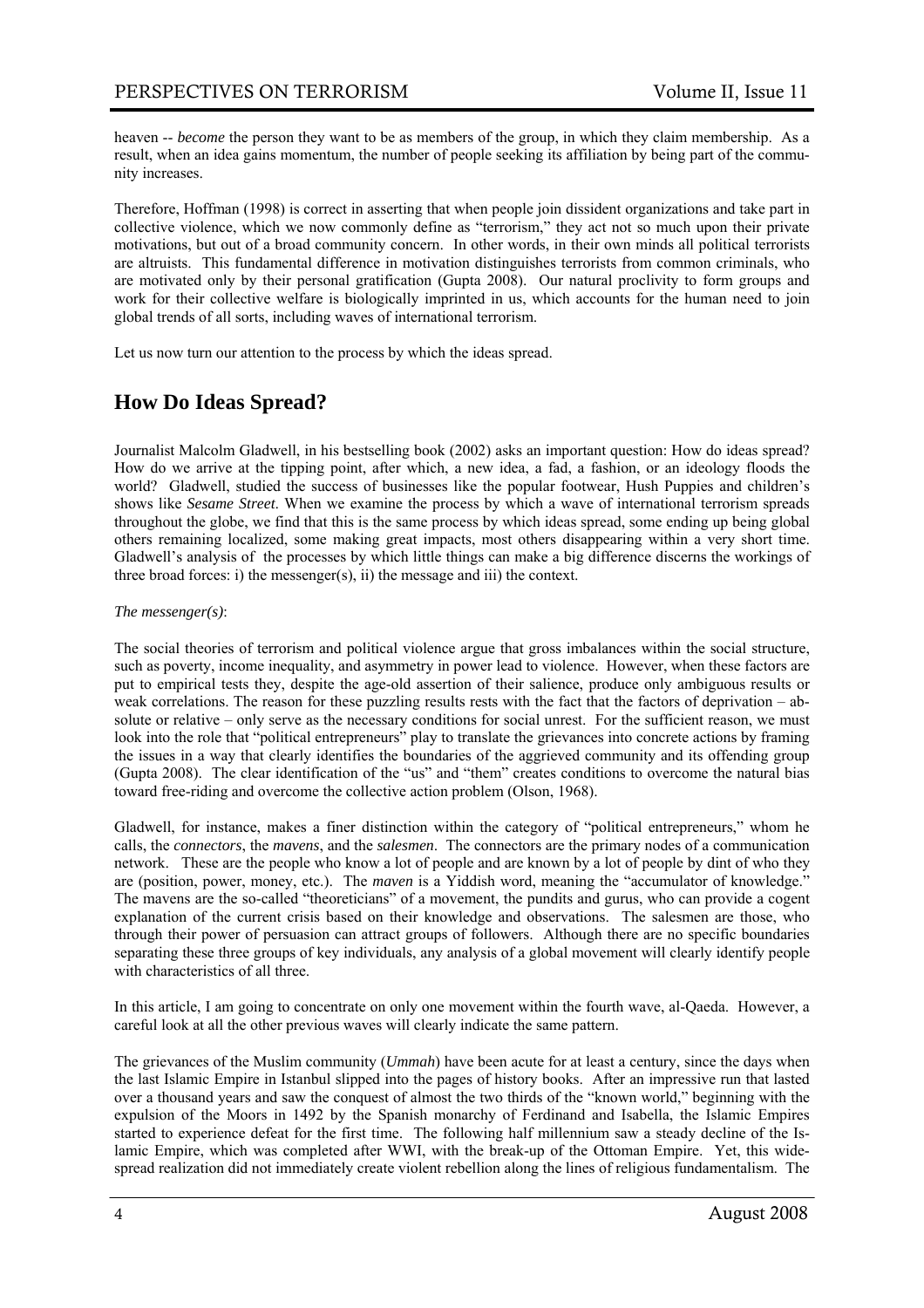heaven -- *become* the person they want to be as members of the group, in which they claim membership. As a result, when an idea gains momentum, the number of people seeking its affiliation by being part of the community increases.

Therefore, Hoffman (1998) is correct in asserting that when people join dissident organizations and take part in collective violence, which we now commonly define as "terrorism," they act not so much upon their private motivations, but out of a broad community concern. In other words, in their own minds all political terrorists are altruists. This fundamental difference in motivation distinguishes terrorists from common criminals, who are motivated only by their personal gratification (Gupta 2008). Our natural proclivity to form groups and work for their collective welfare is biologically imprinted in us, which accounts for the human need to join global trends of all sorts, including waves of international terrorism.

Let us now turn our attention to the process by which the ideas spread.

## How Do Ideas Spread?

Journalist Malcolm Gladwell, in his bestselling book (2002) asks an important question: How do ideas spread? How do we arrive at the tipping point, after which, a new idea, a fad, a fashion, or an ideology floods the world? Gladwell, studied the success of businesses like the popular footwear, Hush Puppies and children's shows like *Sesame Street*. When we examine the process by which a wave of international terrorism spreads throughout the globe, we find that this is the same process by which ideas spread, some ending up being global others remaining localized, some making great impacts, most others disappearing within a very short time. Gladwell's analysis of the processes by which little things can make a big difference discerns the workings of three broad forces: i) the messenger(s), ii) the message and iii) the context.

*The messenger(s)*:

The social theories of terrorism and political violence argue that gross imbalances within the social structure, such as poverty, income inequality, and asymmetry in power lead to violence. However, when these factors are put to empirical tests they, despite the age-old assertion of their salience, produce only ambiguous results or weak correlations. The reason for these puzzling results rests with the fact that the factors of deprivation – absolute or relative – only serve as the necessary conditions for social unrest. For the sufficient reason, we must look into the role that "political entrepreneurs" play to translate the grievances into concrete actions by framing the issues in a way that clearly identifies the boundaries of the aggrieved community and its offending group (Gupta 2008). The clear identification of the "us" and "them" creates conditions to overcome the natural bias toward free-riding and overcome the collective action problem (Olson, 1968).

Gladwell, for instance, makes a finer distinction within the category of "political entrepreneurs," whom he calls, the *connectors*, the *mavens*, and the *salesmen*. The connectors are the primary nodes of a communication network. These are the people who know a lot of people and are known by a lot of people by dint of who they are (position, power, money, etc.). The *maven* is a Yiddish word, meaning the "accumulator of knowledge." The mavens are the so-called "theoreticians" of a movement, the pundits and gurus, who can provide a cogent explanation of the current crisis based on their knowledge and observations. The salesmen are those, who through their power of persuasion can attract groups of followers. Although there are no specific boundaries separating these three groups of key individuals, any analysis of a global movement will clearly identify people with characteristics of all three.

In this article, I am going to concentrate on only one movement within the fourth wave, al-Qaeda. However, a careful look at all the other previous waves will clearly indicate the same pattern.

The grievances of the Muslim community (*Ummah*) have been acute for at least a century, since the days when the last Islamic Empire in Istanbul slipped into the pages of history books. After an impressive run that lasted over a thousand years and saw the conquest of almost the two thirds of the "known world," beginning with the expulsion of the Moors in 1492 by the Spanish monarchy of Ferdinand and Isabella, the Islamic Empires started to experience defeat for the first time. The following half millennium saw a steady decline of the Islamic Empire, which was completed after WWI, with the break-up of the Ottoman Empire. Yet, this widespread realization did not immediately create violent rebellion along the lines of religious fundamentalism. The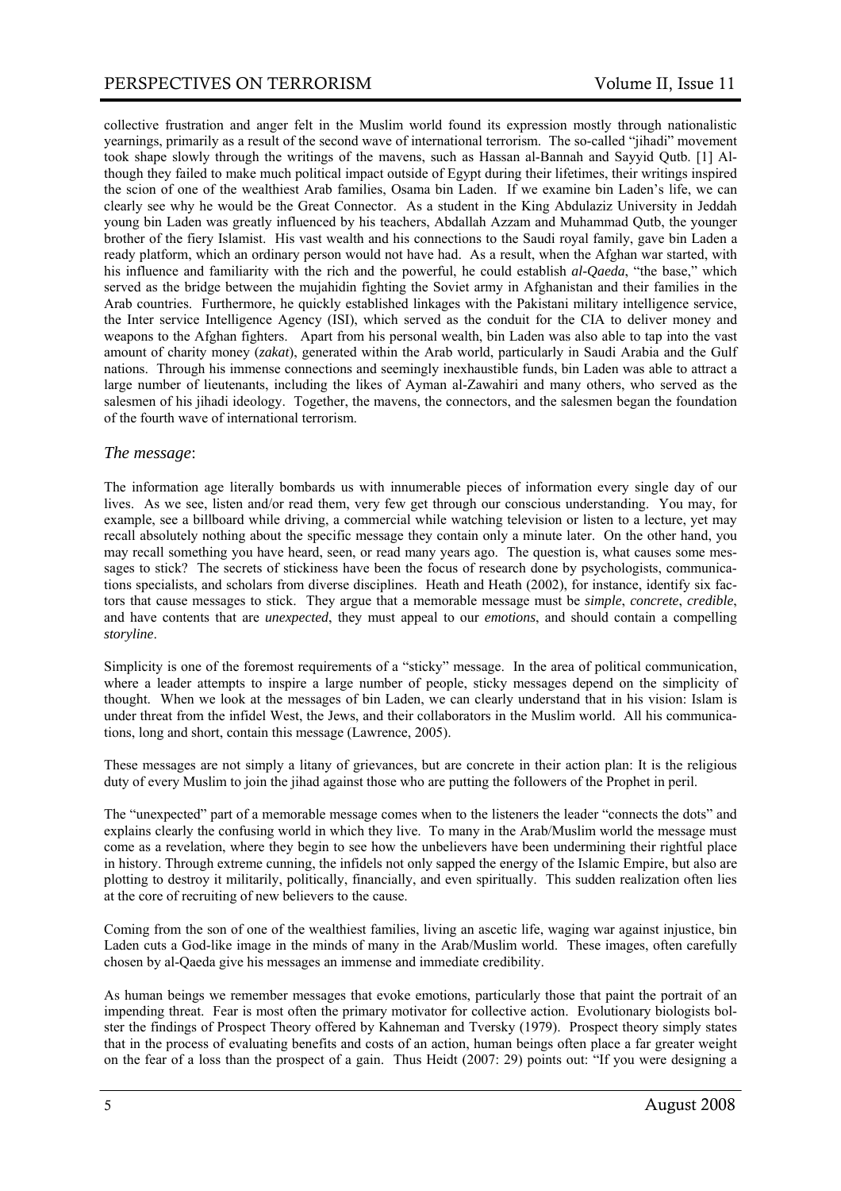collective frustration and anger felt in the Muslim world found its expression mostly through nationalistic yearnings, primarily as a result of the second wave of international terrorism. The so-called "jihadi" movement took shape slowly through the writings of the mavens, such as Hassan al-Bannah and Sayyid Qutb. [1] Although they failed to make much political impact outside of Egypt during their lifetimes, their writings inspired the scion of one of the wealthiest Arab families, Osama bin Laden. If we examine bin Laden's life, we can clearly see why he would be the Great Connector. As a student in the King Abdulaziz University in Jeddah young bin Laden was greatly influenced by his teachers, Abdallah Azzam and Muhammad Qutb, the younger brother of the fiery Islamist. His vast wealth and his connections to the Saudi royal family, gave bin Laden a ready platform, which an ordinary person would not have had. As a result, when the Afghan war started, with his influence and familiarity with the rich and the powerful, he could establish *al-Qaeda*, "the base," which served as the bridge between the mujahidin fighting the Soviet army in Afghanistan and their families in the Arab countries. Furthermore, he quickly established linkages with the Pakistani military intelligence service, the Inter service Intelligence Agency (ISI), which served as the conduit for the CIA to deliver money and weapons to the Afghan fighters. Apart from his personal wealth, bin Laden was also able to tap into the vast amount of charity money (*zakat*), generated within the Arab world, particularly in Saudi Arabia and the Gulf nations. Through his immense connections and seemingly inexhaustible funds, bin Laden was able to attract a large number of lieutenants, including the likes of Ayman al-Zawahiri and many others, who served as the salesmen of his jihadi ideology. Together, the mavens, the connectors, and the salesmen began the foundation of the fourth wave of international terrorism.

### *The message*:

The information age literally bombards us with innumerable pieces of information every single day of our lives. As we see, listen and/or read them, very few get through our conscious understanding. You may, for example, see a billboard while driving, a commercial while watching television or listen to a lecture, yet may recall absolutely nothing about the specific message they contain only a minute later. On the other hand, you may recall something you have heard, seen, or read many years ago. The question is, what causes some messages to stick? The secrets of stickiness have been the focus of research done by psychologists, communications specialists, and scholars from diverse disciplines. Heath and Heath (2002), for instance, identify six factors that cause messages to stick. They argue that a memorable message must be *simple*, *concrete*, *credible*, and have contents that are *unexpected*, they must appeal to our *emotions*, and should contain a compelling *storyline*.

Simplicity is one of the foremost requirements of a "sticky" message. In the area of political communication, where a leader attempts to inspire a large number of people, sticky messages depend on the simplicity of thought. When we look at the messages of bin Laden, we can clearly understand that in his vision: Islam is under threat from the infidel West, the Jews, and their collaborators in the Muslim world. All his communications, long and short, contain this message (Lawrence, 2005).

These messages are not simply a litany of grievances, but are concrete in their action plan: It is the religious duty of every Muslim to join the jihad against those who are putting the followers of the Prophet in peril.

The "unexpected" part of a memorable message comes when to the listeners the leader "connects the dots" and explains clearly the confusing world in which they live. To many in the Arab/Muslim world the message must come as a revelation, where they begin to see how the unbelievers have been undermining their rightful place in history. Through extreme cunning, the infidels not only sapped the energy of the Islamic Empire, but also are plotting to destroy it militarily, politically, financially, and even spiritually. This sudden realization often lies at the core of recruiting of new believers to the cause.

Coming from the son of one of the wealthiest families, living an ascetic life, waging war against injustice, bin Laden cuts a God-like image in the minds of many in the Arab/Muslim world. These images, often carefully chosen by al-Qaeda give his messages an immense and immediate credibility.

As human beings we remember messages that evoke emotions, particularly those that paint the portrait of an impending threat. Fear is most often the primary motivator for collective action. Evolutionary biologists bolster the findings of Prospect Theory offered by Kahneman and Tversky (1979). Prospect theory simply states that in the process of evaluating benefits and costs of an action, human beings often place a far greater weight on the fear of a loss than the prospect of a gain. Thus Heidt (2007: 29) points out: "If you were designing a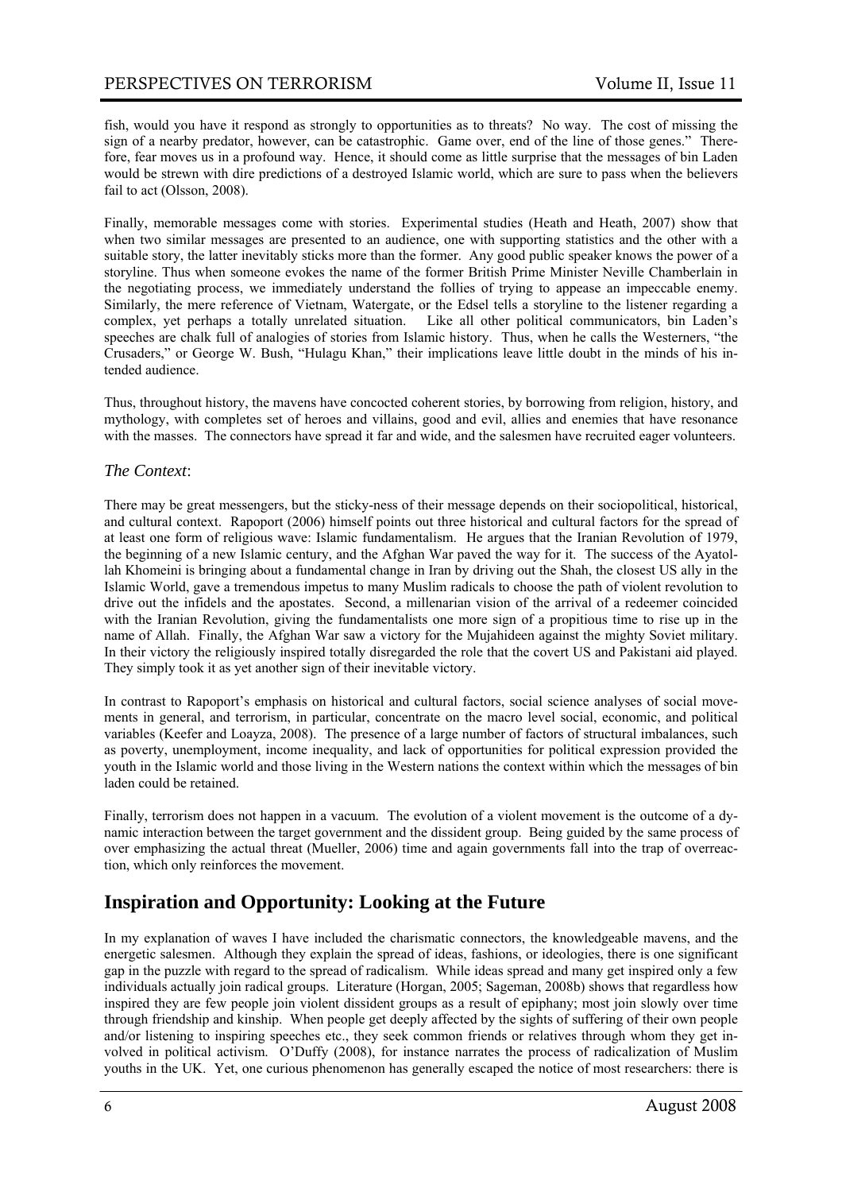fish, would you have it respond as strongly to opportunities as to threats? No way. The cost of missing the sign of a nearby predator, however, can be catastrophic. Game over, end of the line of those genes." Therefore, fear moves us in a profound way. Hence, it should come as little surprise that the messages of bin Laden would be strewn with dire predictions of a destroyed Islamic world, which are sure to pass when the believers fail to act (Olsson, 2008).

Finally, memorable messages come with stories. Experimental studies (Heath and Heath, 2007) show that when two similar messages are presented to an audience, one with supporting statistics and the other with a suitable story, the latter inevitably sticks more than the former. Any good public speaker knows the power of a storyline. Thus when someone evokes the name of the former British Prime Minister Neville Chamberlain in the negotiating process, we immediately understand the follies of trying to appease an impeccable enemy. Similarly, the mere reference of Vietnam, Watergate, or the Edsel tells a storyline to the listener regarding a complex, yet perhaps a totally unrelated situation. Like all other political communicators, bin Laden's speeches are chalk full of analogies of stories from Islamic history. Thus, when he calls the Westerners, "the Crusaders," or George W. Bush, "Hulagu Khan," their implications leave little doubt in the minds of his intended audience.

Thus, throughout history, the mavens have concocted coherent stories, by borrowing from religion, history, and mythology, with completes set of heroes and villains, good and evil, allies and enemies that have resonance with the masses. The connectors have spread it far and wide, and the salesmen have recruited eager volunteers.

### *The Context*:

There may be great messengers, but the sticky-ness of their message depends on their sociopolitical, historical, and cultural context. Rapoport (2006) himself points out three historical and cultural factors for the spread of at least one form of religious wave: Islamic fundamentalism. He argues that the Iranian Revolution of 1979, the beginning of a new Islamic century, and the Afghan War paved the way for it. The success of the Ayatollah Khomeini is bringing about a fundamental change in Iran by driving out the Shah, the closest US ally in the Islamic World, gave a tremendous impetus to many Muslim radicals to choose the path of violent revolution to drive out the infidels and the apostates. Second, a millenarian vision of the arrival of a redeemer coincided with the Iranian Revolution, giving the fundamentalists one more sign of a propitious time to rise up in the name of Allah. Finally, the Afghan War saw a victory for the Mujahideen against the mighty Soviet military. In their victory the religiously inspired totally disregarded the role that the covert US and Pakistani aid played. They simply took it as yet another sign of their inevitable victory.

In contrast to Rapoport's emphasis on historical and cultural factors, social science analyses of social movements in general, and terrorism, in particular, concentrate on the macro level social, economic, and political variables (Keefer and Loayza, 2008). The presence of a large number of factors of structural imbalances, such as poverty, unemployment, income inequality, and lack of opportunities for political expression provided the youth in the Islamic world and those living in the Western nations the context within which the messages of bin laden could be retained.

Finally, terrorism does not happen in a vacuum. The evolution of a violent movement is the outcome of a dynamic interaction between the target government and the dissident group. Being guided by the same process of over emphasizing the actual threat (Mueller, 2006) time and again governments fall into the trap of overreaction, which only reinforces the movement.

## Inspiration and Opportunity: Looking at the Future

In my explanation of waves I have included the charismatic connectors, the knowledgeable mavens, and the energetic salesmen. Although they explain the spread of ideas, fashions, or ideologies, there is one significant gap in the puzzle with regard to the spread of radicalism. While ideas spread and many get inspired only a few individuals actually join radical groups. Literature (Horgan, 2005; Sageman, 2008b) shows that regardless how inspired they are few people join violent dissident groups as a result of epiphany; most join slowly over time through friendship and kinship. When people get deeply affected by the sights of suffering of their own people and/or listening to inspiring speeches etc., they seek common friends or relatives through whom they get involved in political activism. O'Duffy (2008), for instance narrates the process of radicalization of Muslim youths in the UK. Yet, one curious phenomenon has generally escaped the notice of most researchers: there is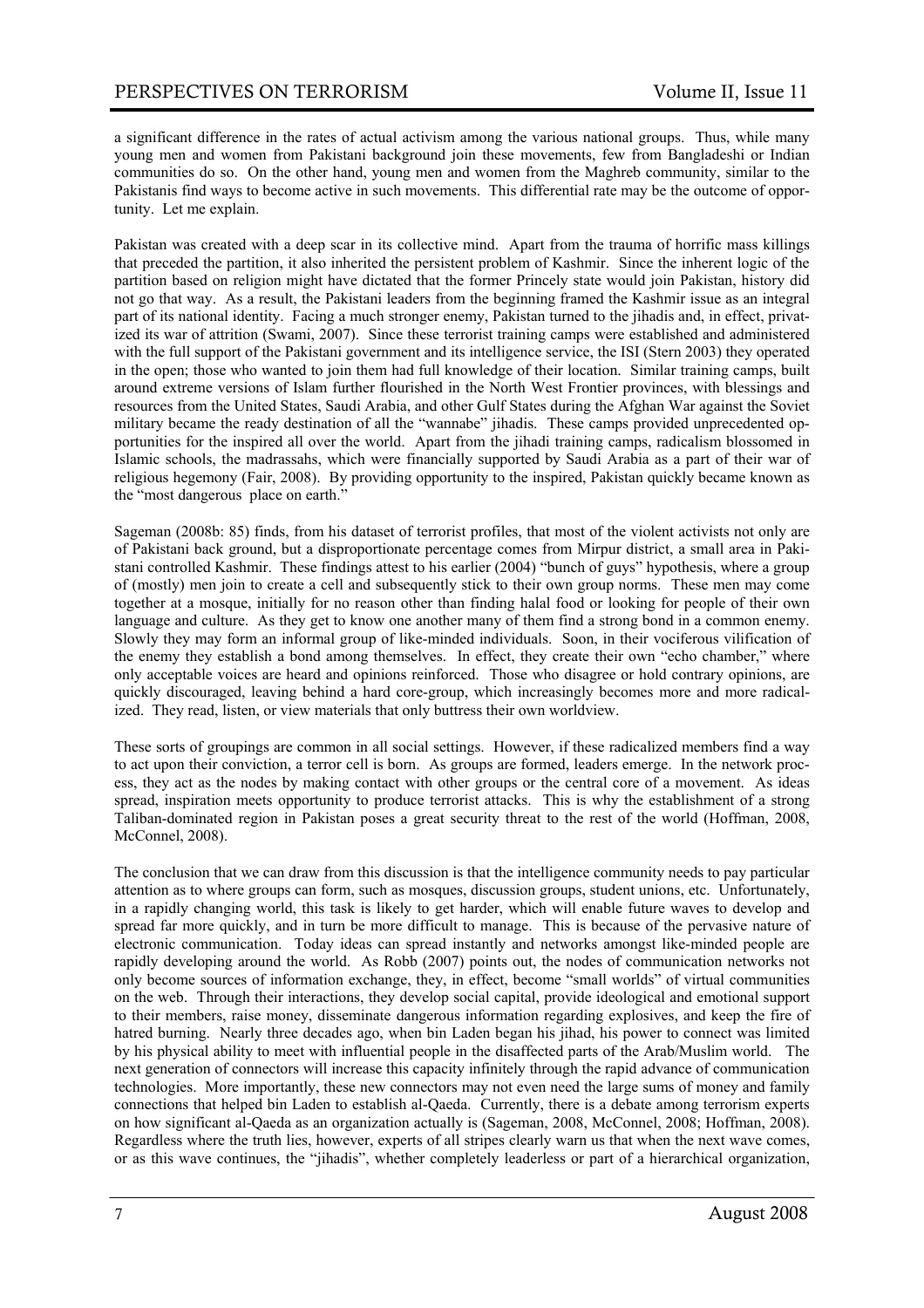a significant difference in the rates of actual activism among the various national groups. Thus, while many young men and women from Pakistani background join these movements, few from Bangladeshi or Indian communities do so. On the other hand, young men and women from the Maghreb community, similar to the Pakistanis find ways to become active in such movements. This differential rate may be the outcome of opportunity. Let me explain.

Pakistan was created with a deep scar in its collective mind. Apart from the trauma of horrific mass killings that preceded the partition, it also inherited the persistent problem of Kashmir. Since the inherent logic of the partition based on religion might have dictated that the former Princely state would join Pakistan, history did not go that way. As a result, the Pakistani leaders from the beginning framed the Kashmir issue as an integral part of its national identity. Facing a much stronger enemy, Pakistan turned to the jihadis and, in effect, privatized its war of attrition (Swami, 2007). Since these terrorist training camps were established and administered with the full support of the Pakistani government and its intelligence service, the ISI (Stern 2003) they operated in the open; those who wanted to join them had full knowledge of their location. Similar training camps, built around extreme versions of Islam further flourished in the North West Frontier provinces, with blessings and resources from the United States, Saudi Arabia, and other Gulf States during the Afghan War against the Soviet military became the ready destination of all the "wannabe" jihadis. These camps provided unprecedented opportunities for the inspired all over the world. Apart from the jihadi training camps, radicalism blossomed in Islamic schools, the madrassahs, which were financially supported by Saudi Arabia as a part of their war of religious hegemony (Fair, 2008). By providing opportunity to the inspired, Pakistan quickly became known as the "most dangerous place on earth."

Sageman (2008b: 85) finds, from his dataset of terrorist profiles, that most of the violent activists not only are of Pakistani back ground, but a disproportionate percentage comes from Mirpur district, a small area in Pakistani controlled Kashmir. These findings attest to his earlier (2004) "bunch of guys" hypothesis, where a group of (mostly) men join to create a cell and subsequently stick to their own group norms. These men may come together at a mosque, initially for no reason other than finding halal food or looking for people of their own language and culture. As they get to know one another many of them find a strong bond in a common enemy. Slowly they may form an informal group of like-minded individuals. Soon, in their vociferous vilification of the enemy they establish a bond among themselves. In effect, they create their own "echo chamber," where only acceptable voices are heard and opinions reinforced. Those who disagree or hold contrary opinions, are quickly discouraged, leaving behind a hard core-group, which increasingly becomes more and more radicalized. They read, listen, or view materials that only buttress their own worldview.

These sorts of groupings are common in all social settings. However, if these radicalized members find a way to act upon their conviction, a terror cell is born. As groups are formed, leaders emerge. In the network process, they act as the nodes by making contact with other groups or the central core of a movement. As ideas spread, inspiration meets opportunity to produce terrorist attacks. This is why the establishment of a strong Taliban-dominated region in Pakistan poses a great security threat to the rest of the world (Hoffman, 2008, McConnel, 2008).

The conclusion that we can draw from this discussion is that the intelligence community needs to pay particular attention as to where groups can form, such as mosques, discussion groups, student unions, etc. Unfortunately, in a rapidly changing world, this task is likely to get harder, which will enable future waves to develop and spread far more quickly, and in turn be more difficult to manage. This is because of the pervasive nature of electronic communication. Today ideas can spread instantly and networks amongst like-minded people are rapidly developing around the world. As Robb (2007) points out, the nodes of communication networks not only become sources of information exchange, they, in effect, become "small worlds" of virtual communities on the web. Through their interactions, they develop social capital, provide ideological and emotional support to their members, raise money, disseminate dangerous information regarding explosives, and keep the fire of hatred burning. Nearly three decades ago, when bin Laden began his jihad, his power to connect was limited by his physical ability to meet with influential people in the disaffected parts of the Arab/Muslim world. The next generation of connectors will increase this capacity infinitely through the rapid advance of communication technologies. More importantly, these new connectors may not even need the large sums of money and family connections that helped bin Laden to establish al-Qaeda. Currently, there is a debate among terrorism experts on how significant al-Qaeda as an organization actually is (Sageman, 2008, McConnel, 2008; Hoffman, 2008). Regardless where the truth lies, however, experts of all stripes clearly warn us that when the next wave comes, or as this wave continues, the "jihadis", whether completely leaderless or part of a hierarchical organization,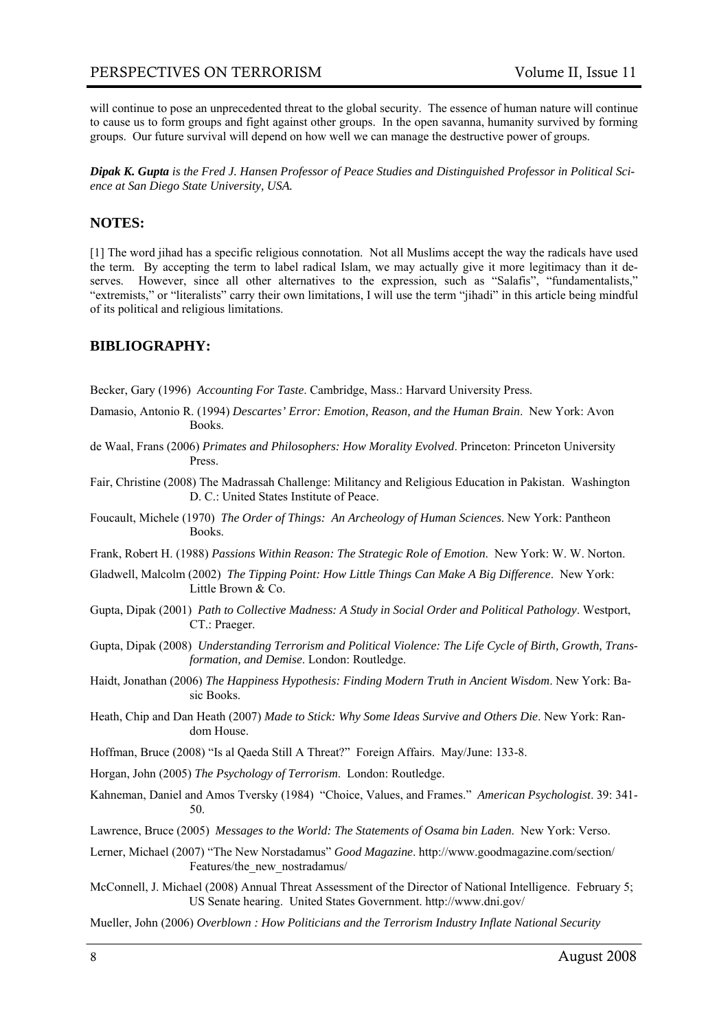will continue to pose an unprecedented threat to the global security. The essence of human nature will continue to cause us to form groups and fight against other groups. In the open savanna, humanity survived by forming groups. Our future survival will depend on how well we can manage the destructive power of groups.

***Dipak K. Gupta*** *is the Fred J. Hansen Professor of Peace Studies and Distinguished Professor in Political Science at San Diego State University, USA.*

## NOTES:

[1] The word jihad has a specific religious connotation. Not all Muslims accept the way the radicals have used the term. By accepting the term to label radical Islam, we may actually give it more legitimacy than it deserves. However, since all other alternatives to the expression, such as "Salafis", "fundamentalists," "extremists," or "literalists" carry their own limitations, I will use the term "jihadi" in this article being mindful of its political and religious limitations.

## BIBLIOGRAPHY:

Becker, Gary (1996) *Accounting For Taste*. Cambridge, Mass.: Harvard University Press.

Damasio, Antonio R. (1994) *Descartes' Error: Emotion, Reason, and the Human Brain*. New York: Avon Books.

de Waal, Frans (2006) *Primates and Philosophers: How Morality Evolved*. Princeton: Princeton University Press.

Fair, Christine (2008) The Madrassah Challenge: Militancy and Religious Education in Pakistan. Washington D. C.: United States Institute of Peace.

Foucault, Michele (1970) *The Order of Things: An Archeology of Human Sciences*. New York: Pantheon Books.

Frank, Robert H. (1988) *Passions Within Reason: The Strategic Role of Emotion*. New York: W. W. Norton.

Gladwell, Malcolm (2002) *The Tipping Point: How Little Things Can Make A Big Difference*. New York: Little Brown & Co.

Gupta, Dipak (2001) *Path to Collective Madness: A Study in Social Order and Political Pathology*. Westport, CT.: Praeger.

Gupta, Dipak (2008) *Understanding Terrorism and Political Violence: The Life Cycle of Birth, Growth, Transformation, and Demise*. London: Routledge.

Haidt, Jonathan (2006) *The Happiness Hypothesis: Finding Modern Truth in Ancient Wisdom*. New York: Basic Books.

Heath, Chip and Dan Heath (2007) *Made to Stick: Why Some Ideas Survive and Others Die*. New York: Random House.

Hoffman, Bruce (2008) "Is al Qaeda Still A Threat?" Foreign Affairs. May/June: 133-8.

Horgan, John (2005) *The Psychology of Terrorism*. London: Routledge.

Kahneman, Daniel and Amos Tversky (1984) "Choice, Values, and Frames." *American Psychologist*. 39: 341-50.

Lawrence, Bruce (2005) *Messages to the World: The Statements of Osama bin Laden*. New York: Verso.

Lerner, Michael (2007) "The New Norstadamus" *Good Magazine*. http://www.goodmagazine.com/section/Features/the_new_nostradamus/

McConnell, J. Michael (2008) Annual Threat Assessment of the Director of National Intelligence. February 5; US Senate hearing. United States Government. http://www.dni.gov/

Mueller, John (2006) *Overblown : How Politicians and the Terrorism Industry Inflate National Security*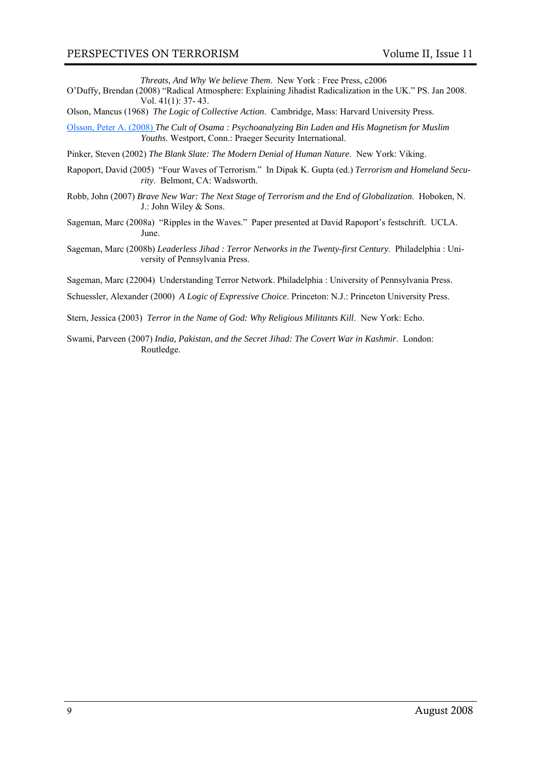*Threats, And Why We believe Them*. New York : Free Press, c2006

O'Duffy, Brendan (2008) "Radical Atmosphere: Explaining Jihadist Radicalization in the UK." PS. Jan 2008. Vol. 41(1): 37- 43.

Olson, Mancus (1968) *The Logic of Collective Action*. Cambridge, Mass: Harvard University Press.

Olsson, Peter A. (2008) *The Cult of Osama : Psychoanalyzing Bin Laden and His Magnetism for Muslim Youths*. Westport, Conn.: Praeger Security International.

Pinker, Steven (2002) *The Blank Slate: The Modern Denial of Human Nature*. New York: Viking.

Rapoport, David (2005) "Four Waves of Terrorism." In Dipak K. Gupta (ed.) *Terrorism and Homeland Security*. Belmont, CA: Wadsworth.

Robb, John (2007) *Brave New War: The Next Stage of Terrorism and the End of Globalization*. Hoboken, N. J.: John Wiley & Sons.

Sageman, Marc (2008a) "Ripples in the Waves." Paper presented at David Rapoport's festschrift. UCLA. June.

Sageman, Marc (2008b) *Leaderless Jihad : Terror Networks in the Twenty-first Century*. Philadelphia : University of Pennsylvania Press.

Sageman, Marc (22004) Understanding Terror Network. Philadelphia : University of Pennsylvania Press.

Schuessler, Alexander (2000) *A Logic of Expressive Choice*. Princeton: N.J.: Princeton University Press.

Stern, Jessica (2003) *Terror in the Name of God: Why Religious Militants Kill*. New York: Echo.

Swami, Parveen (2007) *India, Pakistan, and the Secret Jihad: The Covert War in Kashmir*. London: Routledge.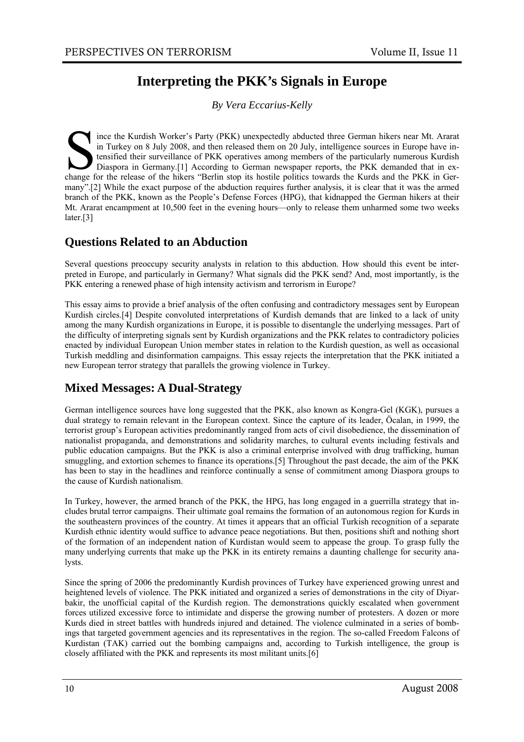# Interpreting the PKK's Signals in Europe

*By Vera Eccarius-Kelly*

Since the Kurdish Worker's Party (PKK) unexpectedly abducted three German hikers near Mt. Ararat in Turkey on 8 July 2008, and then released them on 20 July, intelligence sources in Europe have intensified their surveillance of PKK operatives among members of the particularly numerous Kurdish Diaspora in Germany.[1] According to German newspaper reports, the PKK demanded that in exchange for the release of the hikers "Berlin stop its hostile politics towards the Kurds and the PKK in Germany".[2] While the exact purpose of the abduction requires further analysis, it is clear that it was the armed branch of the PKK, known as the People's Defense Forces (HPG), that kidnapped the German hikers at their Mt. Ararat encampment at 10,500 feet in the evening hours—only to release them unharmed some two weeks later.[3]

## Questions Related to an Abduction

Several questions preoccupy security analysts in relation to this abduction. How should this event be interpreted in Europe, and particularly in Germany? What signals did the PKK send? And, most importantly, is the PKK entering a renewed phase of high intensity activism and terrorism in Europe?

This essay aims to provide a brief analysis of the often confusing and contradictory messages sent by European Kurdish circles.[4] Despite convoluted interpretations of Kurdish demands that are linked to a lack of unity among the many Kurdish organizations in Europe, it is possible to disentangle the underlying messages. Part of the difficulty of interpreting signals sent by Kurdish organizations and the PKK relates to contradictory policies enacted by individual European Union member states in relation to the Kurdish question, as well as occasional Turkish meddling and disinformation campaigns. This essay rejects the interpretation that the PKK initiated a new European terror strategy that parallels the growing violence in Turkey.

## Mixed Messages: A Dual-Strategy

German intelligence sources have long suggested that the PKK, also known as Kongra-Gel (KGK), pursues a dual strategy to remain relevant in the European context. Since the capture of its leader, Öcalan, in 1999, the terrorist group's European activities predominantly ranged from acts of civil disobedience, the dissemination of nationalist propaganda, and demonstrations and solidarity marches, to cultural events including festivals and public education campaigns. But the PKK is also a criminal enterprise involved with drug trafficking, human smuggling, and extortion schemes to finance its operations.[5] Throughout the past decade, the aim of the PKK has been to stay in the headlines and reinforce continually a sense of commitment among Diaspora groups to the cause of Kurdish nationalism.

In Turkey, however, the armed branch of the PKK, the HPG, has long engaged in a guerrilla strategy that includes brutal terror campaigns. Their ultimate goal remains the formation of an autonomous region for Kurds in the southeastern provinces of the country. At times it appears that an official Turkish recognition of a separate Kurdish ethnic identity would suffice to advance peace negotiations. But then, positions shift and nothing short of the formation of an independent nation of Kurdistan would seem to appease the group. To grasp fully the many underlying currents that make up the PKK in its entirety remains a daunting challenge for security analysts.

Since the spring of 2006 the predominantly Kurdish provinces of Turkey have experienced growing unrest and heightened levels of violence. The PKK initiated and organized a series of demonstrations in the city of Diyarbakir, the unofficial capital of the Kurdish region. The demonstrations quickly escalated when government forces utilized excessive force to intimidate and disperse the growing number of protesters. A dozen or more Kurds died in street battles with hundreds injured and detained. The violence culminated in a series of bombings that targeted government agencies and its representatives in the region. The so-called Freedom Falcons of Kurdistan (TAK) carried out the bombing campaigns and, according to Turkish intelligence, the group is closely affiliated with the PKK and represents its most militant units.[6]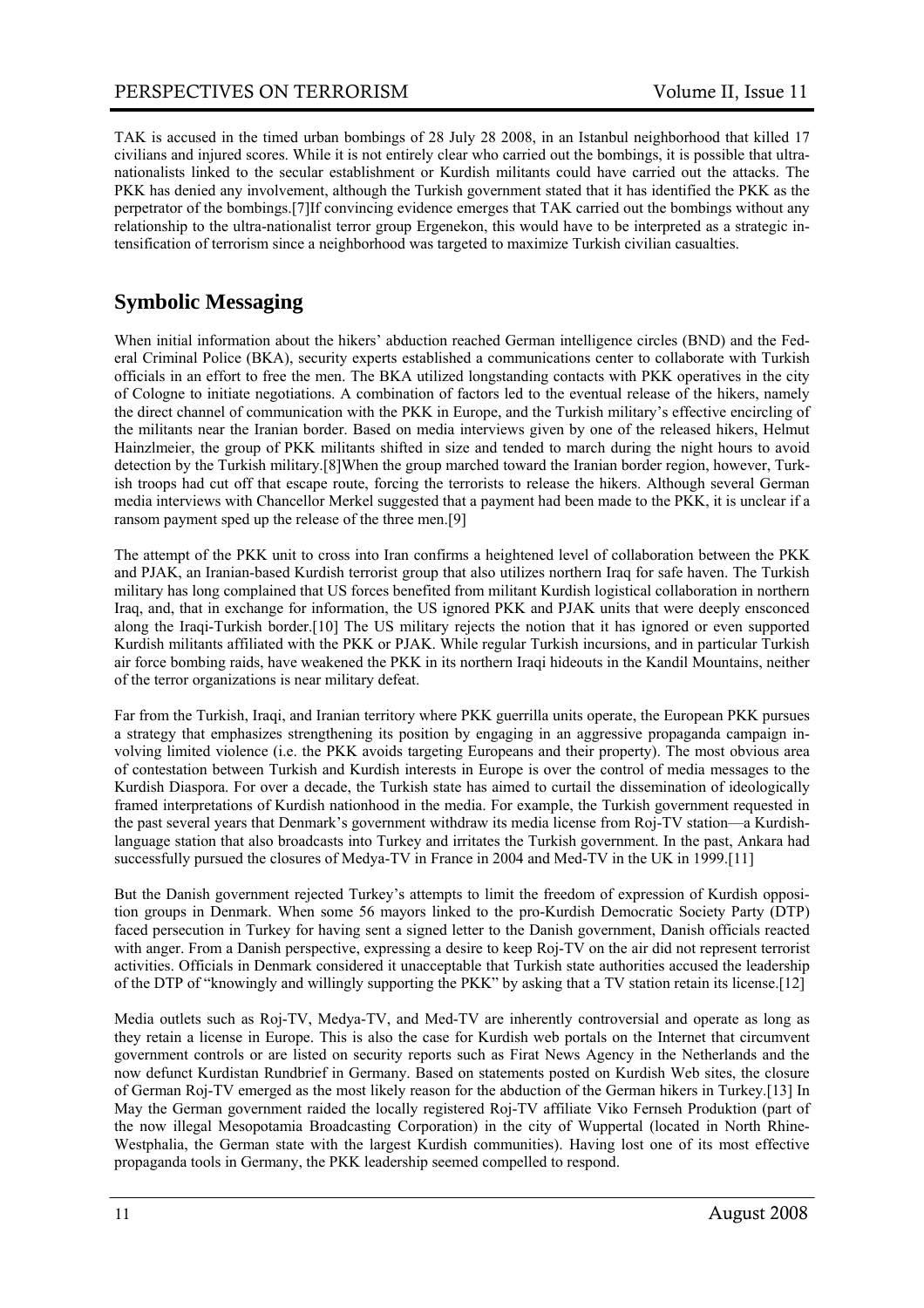TAK is accused in the timed urban bombings of 28 July 28 2008, in an Istanbul neighborhood that killed 17 civilians and injured scores. While it is not entirely clear who carried out the bombings, it is possible that ultra-nationalists linked to the secular establishment or Kurdish militants could have carried out the attacks. The PKK has denied any involvement, although the Turkish government stated that it has identified the PKK as the perpetrator of the bombings.[7]If convincing evidence emerges that TAK carried out the bombings without any relationship to the ultra-nationalist terror group Ergenekon, this would have to be interpreted as a strategic intensification of terrorism since a neighborhood was targeted to maximize Turkish civilian casualties.

## Symbolic Messaging

When initial information about the hikers' abduction reached German intelligence circles (BND) and the Federal Criminal Police (BKA), security experts established a communications center to collaborate with Turkish officials in an effort to free the men. The BKA utilized longstanding contacts with PKK operatives in the city of Cologne to initiate negotiations. A combination of factors led to the eventual release of the hikers, namely the direct channel of communication with the PKK in Europe, and the Turkish military's effective encircling of the militants near the Iranian border. Based on media interviews given by one of the released hikers, Helmut Hainzlmeier, the group of PKK militants shifted in size and tended to march during the night hours to avoid detection by the Turkish military.[8]When the group marched toward the Iranian border region, however, Turkish troops had cut off that escape route, forcing the terrorists to release the hikers. Although several German media interviews with Chancellor Merkel suggested that a payment had been made to the PKK, it is unclear if a ransom payment sped up the release of the three men.[9]

The attempt of the PKK unit to cross into Iran confirms a heightened level of collaboration between the PKK and PJAK, an Iranian-based Kurdish terrorist group that also utilizes northern Iraq for safe haven. The Turkish military has long complained that US forces benefited from militant Kurdish logistical collaboration in northern Iraq, and, that in exchange for information, the US ignored PKK and PJAK units that were deeply ensconced along the Iraqi-Turkish border.[10] The US military rejects the notion that it has ignored or even supported Kurdish militants affiliated with the PKK or PJAK. While regular Turkish incursions, and in particular Turkish air force bombing raids, have weakened the PKK in its northern Iraqi hideouts in the Kandil Mountains, neither of the terror organizations is near military defeat.

Far from the Turkish, Iraqi, and Iranian territory where PKK guerrilla units operate, the European PKK pursues a strategy that emphasizes strengthening its position by engaging in an aggressive propaganda campaign involving limited violence (i.e. the PKK avoids targeting Europeans and their property). The most obvious area of contestation between Turkish and Kurdish interests in Europe is over the control of media messages to the Kurdish Diaspora. For over a decade, the Turkish state has aimed to curtail the dissemination of ideologically framed interpretations of Kurdish nationhood in the media. For example, the Turkish government requested in the past several years that Denmark's government withdraw its media license from Roj-TV station—a Kurdish-language station that also broadcasts into Turkey and irritates the Turkish government. In the past, Ankara had successfully pursued the closures of Medya-TV in France in 2004 and Med-TV in the UK in 1999.[11]

But the Danish government rejected Turkey's attempts to limit the freedom of expression of Kurdish opposition groups in Denmark. When some 56 mayors linked to the pro-Kurdish Democratic Society Party (DTP) faced persecution in Turkey for having sent a signed letter to the Danish government, Danish officials reacted with anger. From a Danish perspective, expressing a desire to keep Roj-TV on the air did not represent terrorist activities. Officials in Denmark considered it unacceptable that Turkish state authorities accused the leadership of the DTP of "knowingly and willingly supporting the PKK" by asking that a TV station retain its license.[12]

Media outlets such as Roj-TV, Medya-TV, and Med-TV are inherently controversial and operate as long as they retain a license in Europe. This is also the case for Kurdish web portals on the Internet that circumvent government controls or are listed on security reports such as Firat News Agency in the Netherlands and the now defunct Kurdistan Rundbrief in Germany. Based on statements posted on Kurdish Web sites, the closure of German Roj-TV emerged as the most likely reason for the abduction of the German hikers in Turkey.[13] In May the German government raided the locally registered Roj-TV affiliate Viko Fernseh Produktion (part of the now illegal Mesopotamia Broadcasting Corporation) in the city of Wuppertal (located in North Rhine-Westphalia, the German state with the largest Kurdish communities). Having lost one of its most effective propaganda tools in Germany, the PKK leadership seemed compelled to respond.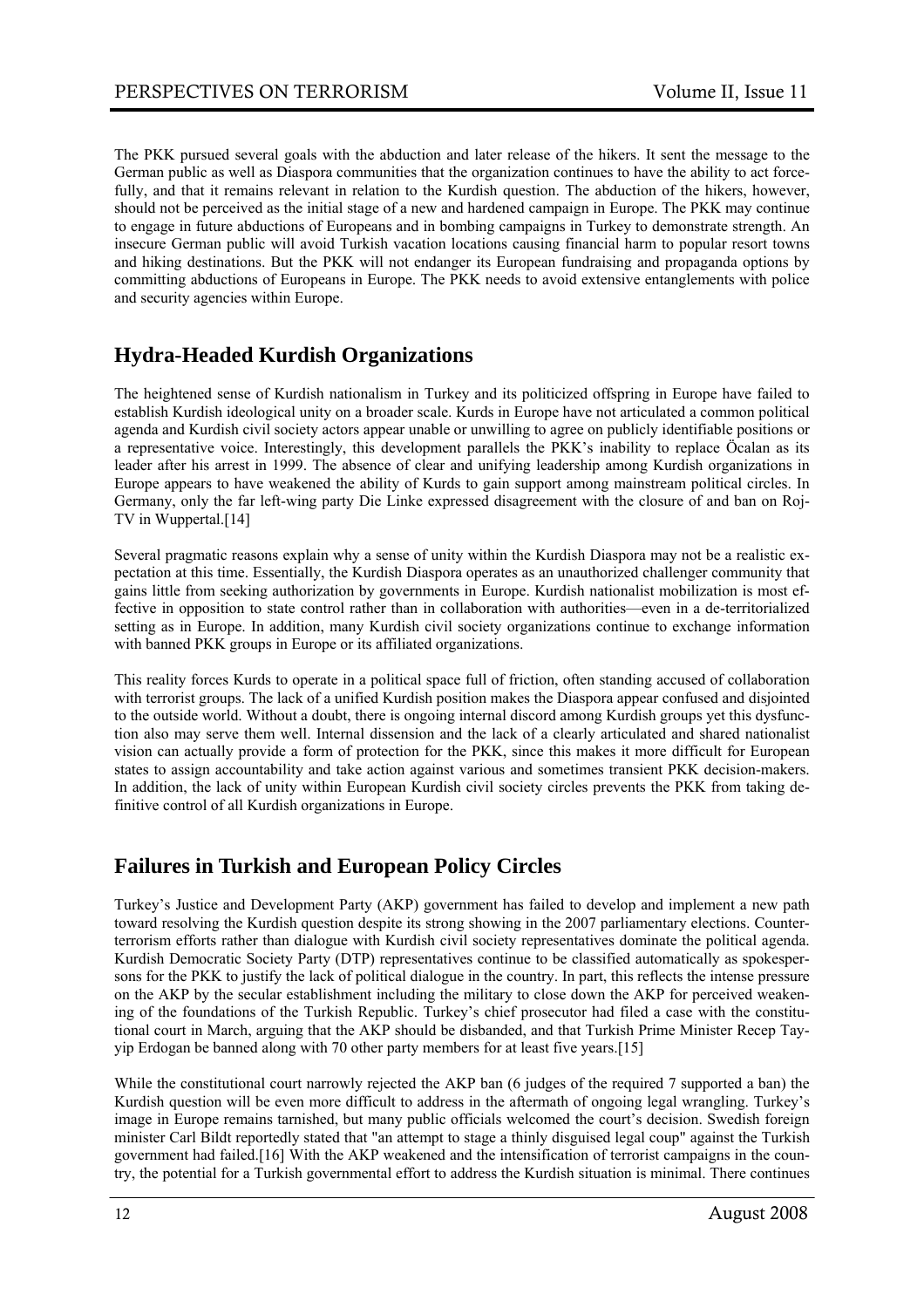The PKK pursued several goals with the abduction and later release of the hikers. It sent the message to the German public as well as Diaspora communities that the organization continues to have the ability to act forcefully, and that it remains relevant in relation to the Kurdish question. The abduction of the hikers, however, should not be perceived as the initial stage of a new and hardened campaign in Europe. The PKK may continue to engage in future abductions of Europeans and in bombing campaigns in Turkey to demonstrate strength. An insecure German public will avoid Turkish vacation locations causing financial harm to popular resort towns and hiking destinations. But the PKK will not endanger its European fundraising and propaganda options by committing abductions of Europeans in Europe. The PKK needs to avoid extensive entanglements with police and security agencies within Europe.

## Hydra-Headed Kurdish Organizations

The heightened sense of Kurdish nationalism in Turkey and its politicized offspring in Europe have failed to establish Kurdish ideological unity on a broader scale. Kurds in Europe have not articulated a common political agenda and Kurdish civil society actors appear unable or unwilling to agree on publicly identifiable positions or a representative voice. Interestingly, this development parallels the PKK's inability to replace Öcalan as its leader after his arrest in 1999. The absence of clear and unifying leadership among Kurdish organizations in Europe appears to have weakened the ability of Kurds to gain support among mainstream political circles. In Germany, only the far left-wing party Die Linke expressed disagreement with the closure of and ban on Roj-TV in Wuppertal.[14]

Several pragmatic reasons explain why a sense of unity within the Kurdish Diaspora may not be a realistic expectation at this time. Essentially, the Kurdish Diaspora operates as an unauthorized challenger community that gains little from seeking authorization by governments in Europe. Kurdish nationalist mobilization is most effective in opposition to state control rather than in collaboration with authorities—even in a de-territorialized setting as in Europe. In addition, many Kurdish civil society organizations continue to exchange information with banned PKK groups in Europe or its affiliated organizations.

This reality forces Kurds to operate in a political space full of friction, often standing accused of collaboration with terrorist groups. The lack of a unified Kurdish position makes the Diaspora appear confused and disjointed to the outside world. Without a doubt, there is ongoing internal discord among Kurdish groups yet this dysfunction also may serve them well. Internal dissension and the lack of a clearly articulated and shared nationalist vision can actually provide a form of protection for the PKK, since this makes it more difficult for European states to assign accountability and take action against various and sometimes transient PKK decision-makers. In addition, the lack of unity within European Kurdish civil society circles prevents the PKK from taking definitive control of all Kurdish organizations in Europe.

## Failures in Turkish and European Policy Circles

Turkey's Justice and Development Party (AKP) government has failed to develop and implement a new path toward resolving the Kurdish question despite its strong showing in the 2007 parliamentary elections. Counterterrorism efforts rather than dialogue with Kurdish civil society representatives dominate the political agenda. Kurdish Democratic Society Party (DTP) representatives continue to be classified automatically as spokespersons for the PKK to justify the lack of political dialogue in the country. In part, this reflects the intense pressure on the AKP by the secular establishment including the military to close down the AKP for perceived weakening of the foundations of the Turkish Republic. Turkey's chief prosecutor had filed a case with the constitutional court in March, arguing that the AKP should be disbanded, and that Turkish Prime Minister Recep Tayyip Erdogan be banned along with 70 other party members for at least five years.[15]

While the constitutional court narrowly rejected the AKP ban (6 judges of the required 7 supported a ban) the Kurdish question will be even more difficult to address in the aftermath of ongoing legal wrangling. Turkey's image in Europe remains tarnished, but many public officials welcomed the court's decision. Swedish foreign minister Carl Bildt reportedly stated that "an attempt to stage a thinly disguised legal coup" against the Turkish government had failed.[16] With the AKP weakened and the intensification of terrorist campaigns in the country, the potential for a Turkish governmental effort to address the Kurdish situation is minimal. There continues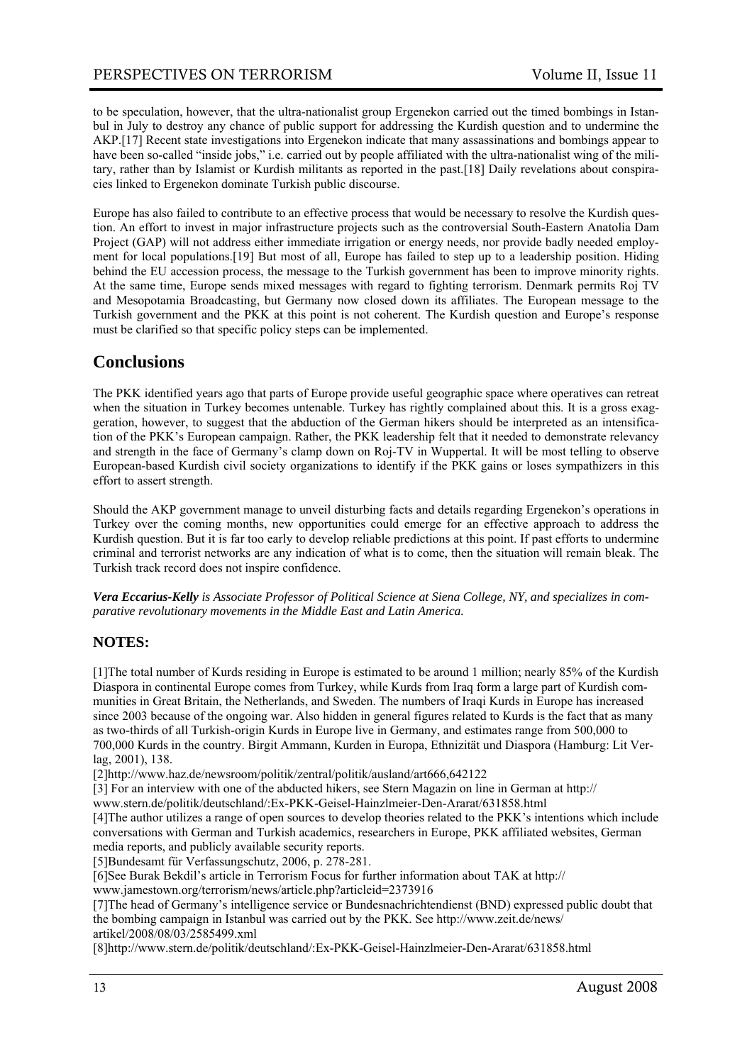to be speculation, however, that the ultra-nationalist group Ergenekon carried out the timed bombings in Istanbul in July to destroy any chance of public support for addressing the Kurdish question and to undermine the AKP.[17] Recent state investigations into Ergenekon indicate that many assassinations and bombings appear to have been so-called "inside jobs," i.e. carried out by people affiliated with the ultra-nationalist wing of the military, rather than by Islamist or Kurdish militants as reported in the past.[18] Daily revelations about conspiracies linked to Ergenekon dominate Turkish public discourse.

Europe has also failed to contribute to an effective process that would be necessary to resolve the Kurdish question. An effort to invest in major infrastructure projects such as the controversial South-Eastern Anatolia Dam Project (GAP) will not address either immediate irrigation or energy needs, nor provide badly needed employment for local populations.[19] But most of all, Europe has failed to step up to a leadership position. Hiding behind the EU accession process, the message to the Turkish government has been to improve minority rights. At the same time, Europe sends mixed messages with regard to fighting terrorism. Denmark permits Roj TV and Mesopotamia Broadcasting, but Germany now closed down its affiliates. The European message to the Turkish government and the PKK at this point is not coherent. The Kurdish question and Europe's response must be clarified so that specific policy steps can be implemented.

## Conclusions

The PKK identified years ago that parts of Europe provide useful geographic space where operatives can retreat when the situation in Turkey becomes untenable. Turkey has rightly complained about this. It is a gross exaggeration, however, to suggest that the abduction of the German hikers should be interpreted as an intensification of the PKK's European campaign. Rather, the PKK leadership felt that it needed to demonstrate relevancy and strength in the face of Germany's clamp down on Roj-TV in Wuppertal. It will be most telling to observe European-based Kurdish civil society organizations to identify if the PKK gains or loses sympathizers in this effort to assert strength.

Should the AKP government manage to unveil disturbing facts and details regarding Ergenekon's operations in Turkey over the coming months, new opportunities could emerge for an effective approach to address the Kurdish question. But it is far too early to develop reliable predictions at this point. If past efforts to undermine criminal and terrorist networks are any indication of what is to come, then the situation will remain bleak. The Turkish track record does not inspire confidence.

***Vera Eccarius-Kelly** is Associate Professor of Political Science at Siena College, NY, and specializes in comparative revolutionary movements in the Middle East and Latin America.*

### NOTES:

[1]The total number of Kurds residing in Europe is estimated to be around 1 million; nearly 85% of the Kurdish Diaspora in continental Europe comes from Turkey, while Kurds from Iraq form a large part of Kurdish communities in Great Britain, the Netherlands, and Sweden. The numbers of Iraqi Kurds in Europe has increased since 2003 because of the ongoing war. Also hidden in general figures related to Kurds is the fact that as many as two-thirds of all Turkish-origin Kurds in Europe live in Germany, and estimates range from 500,000 to 700,000 Kurds in the country. Birgit Ammann, Kurden in Europa, Ethnizität und Diaspora (Hamburg: Lit Verlag, 2001), 138.

[2]http://www.haz.de/newsroom/politik/zentral/politik/ausland/art666,642122

[3] For an interview with one of the abducted hikers, see Stern Magazin on line in German at http://www.stern.de/politik/deutschland/:Ex-PKK-Geisel-Hainzlmeier-Den-Ararat/631858.html

[4]The author utilizes a range of open sources to develop theories related to the PKK's intentions which include conversations with German and Turkish academics, researchers in Europe, PKK affiliated websites, German media reports, and publicly available security reports.

[5]Bundesamt für Verfassungschutz, 2006, p. 278-281.

[6]See Burak Bekdil's article in Terrorism Focus for further information about TAK at http://www.jamestown.org/terrorism/news/article.php?articleid=2373916

[7]The head of Germany's intelligence service or Bundesnachrichtendienst (BND) expressed public doubt that the bombing campaign in Istanbul was carried out by the PKK. See http://www.zeit.de/news/artikel/2008/08/03/2585499.xml

[8]http://www.stern.de/politik/deutschland/:Ex-PKK-Geisel-Hainzlmeier-Den-Ararat/631858.html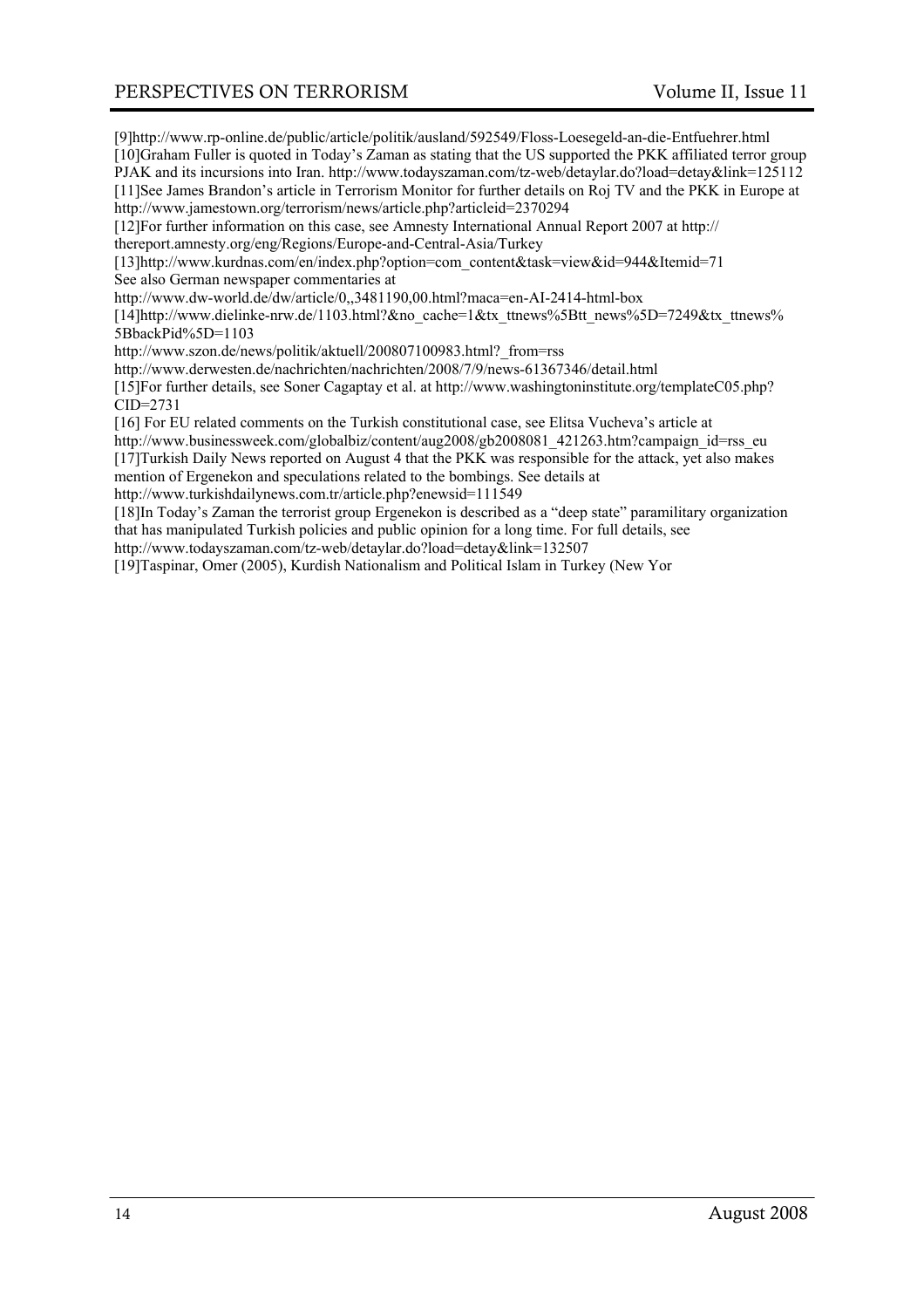[9]http://www.rp-online.de/public/article/politik/ausland/592549/Floss-Loesegeld-an-die-Entfuehrer.html

[10]Graham Fuller is quoted in Today's Zaman as stating that the US supported the PKK affiliated terror group PJAK and its incursions into Iran. http://www.todayszaman.com/tz-web/detaylar.do?load=detay&link=125112

[11]See James Brandon's article in Terrorism Monitor for further details on Roj TV and the PKK in Europe at http://www.jamestown.org/terrorism/news/article.php?articleid=2370294

[12]For further information on this case, see Amnesty International Annual Report 2007 at http://thereport.amnesty.org/eng/Regions/Europe-and-Central-Asia/Turkey

[13]http://www.kurdnas.com/en/index.php?option=com_content&task=view&id=944&Itemid=71
See also German newspaper commentaries at
http://www.dw-world.de/dw/article/0,,3481190,00.html?maca=en-AI-2414-html-box

[14]http://www.dielinke-nrw.de/1103.html?&no_cache=1&tx_ttnews%5Btt_news%5D=7249&tx_ttnews%5BbackPid%5D=1103
http://www.szon.de/news/politik/aktuell/200807100983.html?_from=rss
http://www.derwesten.de/nachrichten/nachrichten/2008/7/9/news-61367346/detail.html

[15]For further details, see Soner Cagaptay et al. at http://www.washingtoninstitute.org/templateC05.php?CID=2731

[16] For EU related comments on the Turkish constitutional case, see Elitsa Vucheva's article at http://www.businessweek.com/globalbiz/content/aug2008/gb2008081_421263.htm?campaign_id=rss_eu

[17]Turkish Daily News reported on August 4 that the PKK was responsible for the attack, yet also makes mention of Ergenekon and speculations related to the bombings. See details at http://www.turkishdailynews.com.tr/article.php?enewsid=111549

[18]In Today's Zaman the terrorist group Ergenekon is described as a "deep state" paramilitary organization that has manipulated Turkish policies and public opinion for a long time. For full details, see http://www.todayszaman.com/tz-web/detaylar.do?load=detay&link=132507

[19]Taspinar, Omer (2005), Kurdish Nationalism and Political Islam in Turkey (New Yor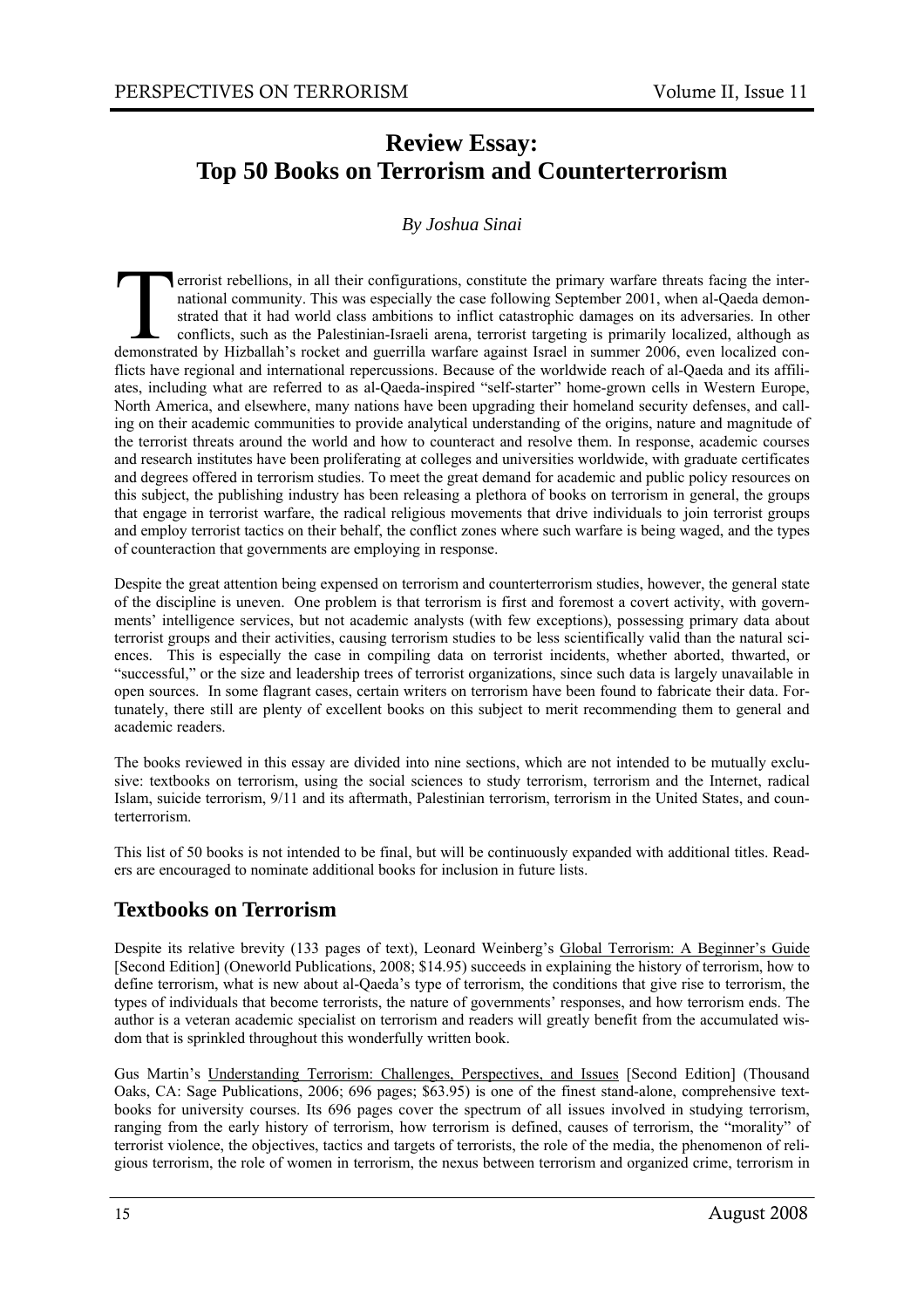# Review Essay: Top 50 Books on Terrorism and Counterterrorism

*By Joshua Sinai*

Terrorist rebellions, in all their configurations, constitute the primary warfare threats facing the international community. This was especially the case following September 2001, when al-Qaeda demonstrated that it had world class ambitions to inflict catastrophic damages on its adversaries. In other conflicts, such as the Palestinian-Israeli arena, terrorist targeting is primarily localized, although as demonstrated by Hizballah's rocket and guerrilla warfare against Israel in summer 2006, even localized conflicts have regional and international repercussions. Because of the worldwide reach of al-Qaeda and its affiliates, including what are referred to as al-Qaeda-inspired "self-starter" home-grown cells in Western Europe, North America, and elsewhere, many nations have been upgrading their homeland security defenses, and calling on their academic communities to provide analytical understanding of the origins, nature and magnitude of the terrorist threats around the world and how to counteract and resolve them. In response, academic courses and research institutes have been proliferating at colleges and universities worldwide, with graduate certificates and degrees offered in terrorism studies. To meet the great demand for academic and public policy resources on this subject, the publishing industry has been releasing a plethora of books on terrorism in general, the groups that engage in terrorist warfare, the radical religious movements that drive individuals to join terrorist groups and employ terrorist tactics on their behalf, the conflict zones where such warfare is being waged, and the types of counteraction that governments are employing in response.

Despite the great attention being expensed on terrorism and counterterrorism studies, however, the general state of the discipline is uneven. One problem is that terrorism is first and foremost a covert activity, with governments' intelligence services, but not academic analysts (with few exceptions), possessing primary data about terrorist groups and their activities, causing terrorism studies to be less scientifically valid than the natural sciences. This is especially the case in compiling data on terrorist incidents, whether aborted, thwarted, or "successful," or the size and leadership trees of terrorist organizations, since such data is largely unavailable in open sources. In some flagrant cases, certain writers on terrorism have been found to fabricate their data. Fortunately, there still are plenty of excellent books on this subject to merit recommending them to general and academic readers.

The books reviewed in this essay are divided into nine sections, which are not intended to be mutually exclusive: textbooks on terrorism, using the social sciences to study terrorism, terrorism and the Internet, radical Islam, suicide terrorism, 9/11 and its aftermath, Palestinian terrorism, terrorism in the United States, and counterterrorism.

This list of 50 books is not intended to be final, but will be continuously expanded with additional titles. Readers are encouraged to nominate additional books for inclusion in future lists.

## Textbooks on Terrorism

Despite its relative brevity (133 pages of text), Leonard Weinberg's Global Terrorism: A Beginner's Guide [Second Edition] (Oneworld Publications, 2008; $14.95) succeeds in explaining the history of terrorism, how to define terrorism, what is new about al-Qaeda's type of terrorism, the conditions that give rise to terrorism, the types of individuals that become terrorists, the nature of governments' responses, and how terrorism ends. The author is a veteran academic specialist on terrorism and readers will greatly benefit from the accumulated wisdom that is sprinkled throughout this wonderfully written book.

Gus Martin's Understanding Terrorism: Challenges, Perspectives, and Issues [Second Edition] (Thousand Oaks, CA: Sage Publications, 2006; 696 pages; $63.95) is one of the finest stand-alone, comprehensive textbooks for university courses. Its 696 pages cover the spectrum of all issues involved in studying terrorism, ranging from the early history of terrorism, how terrorism is defined, causes of terrorism, the "morality" of terrorist violence, the objectives, tactics and targets of terrorists, the role of the media, the phenomenon of religious terrorism, the role of women in terrorism, the nexus between terrorism and organized crime, terrorism in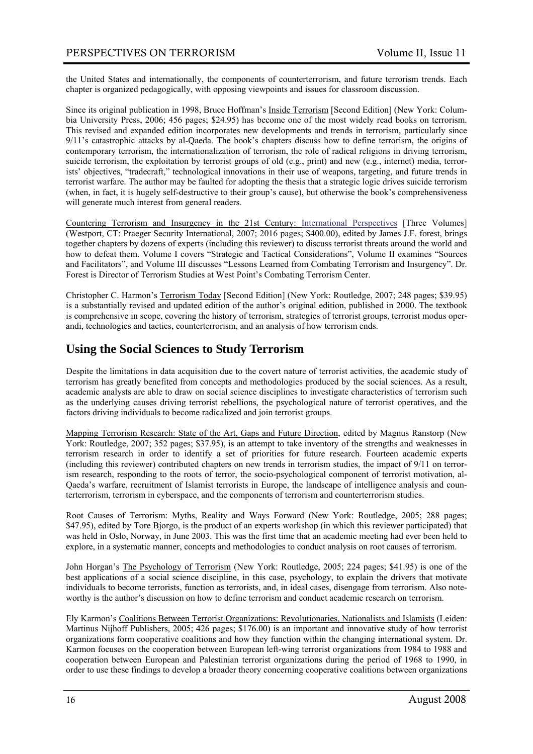the United States and internationally, the components of counterterrorism, and future terrorism trends. Each chapter is organized pedagogically, with opposing viewpoints and issues for classroom discussion.

Since its original publication in 1998, Bruce Hoffman's Inside Terrorism [Second Edition] (New York: Columbia University Press, 2006; 456 pages; $24.95) has become one of the most widely read books on terrorism. This revised and expanded edition incorporates new developments and trends in terrorism, particularly since 9/11's catastrophic attacks by al-Qaeda. The book's chapters discuss how to define terrorism, the origins of contemporary terrorism, the internationalization of terrorism, the role of radical religions in driving terrorism, suicide terrorism, the exploitation by terrorist groups of old (e.g., print) and new (e.g., internet) media, terrorists' objectives, "tradecraft," technological innovations in their use of weapons, targeting, and future trends in terrorist warfare. The author may be faulted for adopting the thesis that a strategic logic drives suicide terrorism (when, in fact, it is hugely self-destructive to their group's cause), but otherwise the book's comprehensiveness will generate much interest from general readers.

Countering Terrorism and Insurgency in the 21st Century: International Perspectives [Three Volumes] (Westport, CT: Praeger Security International, 2007; 2016 pages; $400.00), edited by James J.F. forest, brings together chapters by dozens of experts (including this reviewer) to discuss terrorist threats around the world and how to defeat them. Volume I covers "Strategic and Tactical Considerations", Volume II examines "Sources and Facilitators", and Volume III discusses "Lessons Learned from Combating Terrorism and Insurgency". Dr. Forest is Director of Terrorism Studies at West Point's Combating Terrorism Center.

Christopher C. Harmon's Terrorism Today [Second Edition] (New York: Routledge, 2007; 248 pages; $39.95) is a substantially revised and updated edition of the author's original edition, published in 2000. The textbook is comprehensive in scope, covering the history of terrorism, strategies of terrorist groups, terrorist modus operandi, technologies and tactics, counterterrorism, and an analysis of how terrorism ends.

## Using the Social Sciences to Study Terrorism

Despite the limitations in data acquisition due to the covert nature of terrorist activities, the academic study of terrorism has greatly benefited from concepts and methodologies produced by the social sciences. As a result, academic analysts are able to draw on social science disciplines to investigate characteristics of terrorism such as the underlying causes driving terrorist rebellions, the psychological nature of terrorist operatives, and the factors driving individuals to become radicalized and join terrorist groups.

Mapping Terrorism Research: State of the Art, Gaps and Future Direction, edited by Magnus Ranstorp (New York: Routledge, 2007; 352 pages; $37.95), is an attempt to take inventory of the strengths and weaknesses in terrorism research in order to identify a set of priorities for future research. Fourteen academic experts (including this reviewer) contributed chapters on new trends in terrorism studies, the impact of 9/11 on terrorism research, responding to the roots of terror, the socio-psychological component of terrorist motivation, al-Qaeda's warfare, recruitment of Islamist terrorists in Europe, the landscape of intelligence analysis and counterterrorism, terrorism in cyberspace, and the components of terrorism and counterterrorism studies.

Root Causes of Terrorism: Myths, Reality and Ways Forward (New York: Routledge, 2005; 288 pages; $47.95), edited by Tore Bjorgo, is the product of an experts workshop (in which this reviewer participated) that was held in Oslo, Norway, in June 2003. This was the first time that an academic meeting had ever been held to explore, in a systematic manner, concepts and methodologies to conduct analysis on root causes of terrorism.

John Horgan's The Psychology of Terrorism (New York: Routledge, 2005; 224 pages; $41.95) is one of the best applications of a social science discipline, in this case, psychology, to explain the drivers that motivate individuals to become terrorists, function as terrorists, and, in ideal cases, disengage from terrorism. Also noteworthy is the author's discussion on how to define terrorism and conduct academic research on terrorism.

Ely Karmon's Coalitions Between Terrorist Organizations: Revolutionaries, Nationalists and Islamists (Leiden: Martinus Nijhoff Publishers, 2005; 426 pages; $176.00) is an important and innovative study of how terrorist organizations form cooperative coalitions and how they function within the changing international system. Dr. Karmon focuses on the cooperation between European left-wing terrorist organizations from 1984 to 1988 and cooperation between European and Palestinian terrorist organizations during the period of 1968 to 1990, in order to use these findings to develop a broader theory concerning cooperative coalitions between organizations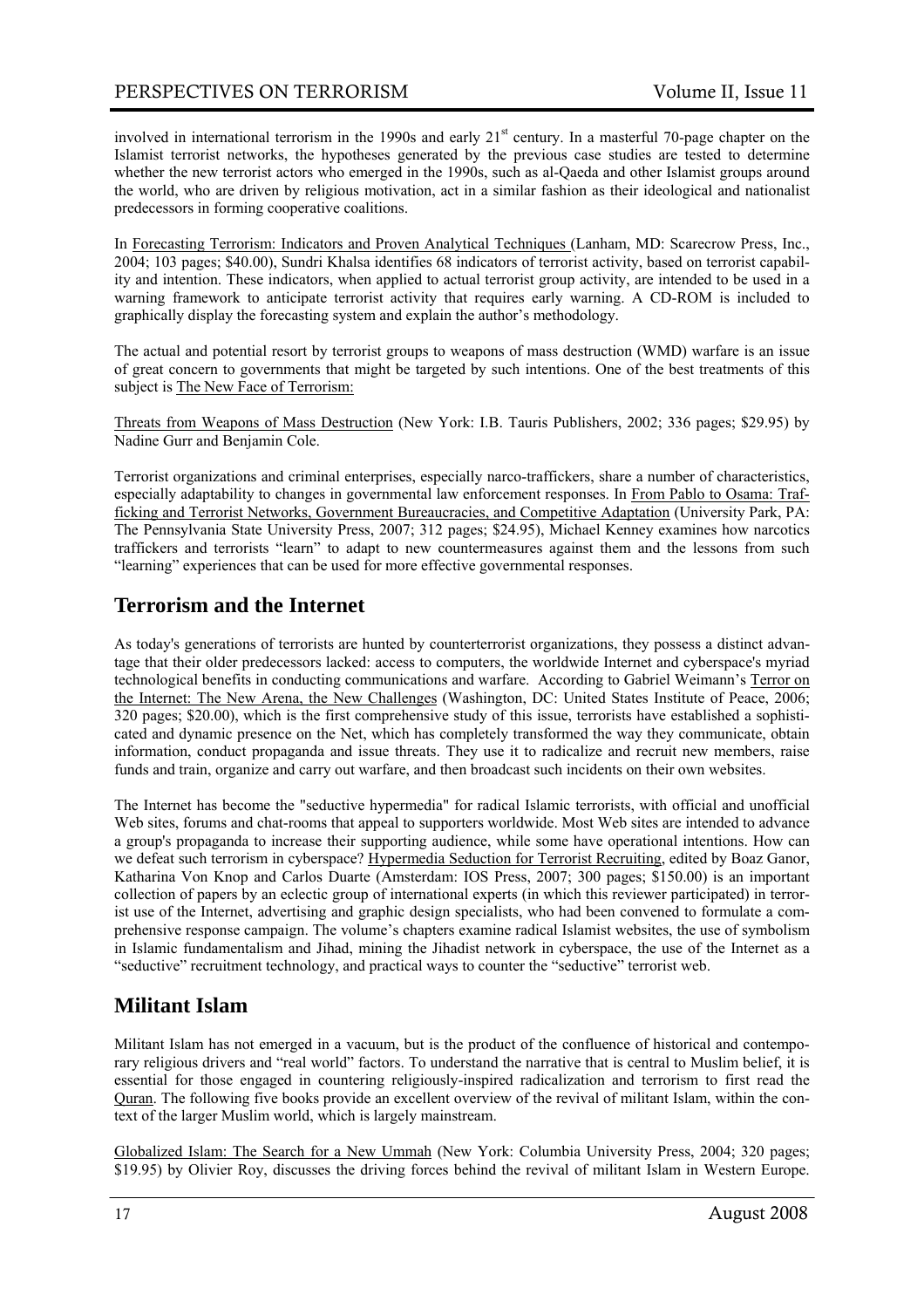involved in international terrorism in the 1990s and early 21st century. In a masterful 70-page chapter on the Islamist terrorist networks, the hypotheses generated by the previous case studies are tested to determine whether the new terrorist actors who emerged in the 1990s, such as al-Qaeda and other Islamist groups around the world, who are driven by religious motivation, act in a similar fashion as their ideological and nationalist predecessors in forming cooperative coalitions.

In Forecasting Terrorism: Indicators and Proven Analytical Techniques (Lanham, MD: Scarecrow Press, Inc., 2004; 103 pages; $40.00), Sundri Khalsa identifies 68 indicators of terrorist activity, based on terrorist capability and intention. These indicators, when applied to actual terrorist group activity, are intended to be used in a warning framework to anticipate terrorist activity that requires early warning. A CD-ROM is included to graphically display the forecasting system and explain the author's methodology.

The actual and potential resort by terrorist groups to weapons of mass destruction (WMD) warfare is an issue of great concern to governments that might be targeted by such intentions. One of the best treatments of this subject is The New Face of Terrorism:

Threats from Weapons of Mass Destruction (New York: I.B. Tauris Publishers, 2002; 336 pages; $29.95) by Nadine Gurr and Benjamin Cole.

Terrorist organizations and criminal enterprises, especially narco-traffickers, share a number of characteristics, especially adaptability to changes in governmental law enforcement responses. In From Pablo to Osama: Trafficking and Terrorist Networks, Government Bureaucracies, and Competitive Adaptation (University Park, PA: The Pennsylvania State University Press, 2007; 312 pages; $24.95), Michael Kenney examines how narcotics traffickers and terrorists "learn" to adapt to new countermeasures against them and the lessons from such "learning" experiences that can be used for more effective governmental responses.

## Terrorism and the Internet

As today's generations of terrorists are hunted by counterterrorist organizations, they possess a distinct advantage that their older predecessors lacked: access to computers, the worldwide Internet and cyberspace's myriad technological benefits in conducting communications and warfare. According to Gabriel Weimann's Terror on the Internet: The New Arena, the New Challenges (Washington, DC: United States Institute of Peace, 2006; 320 pages; $20.00), which is the first comprehensive study of this issue, terrorists have established a sophisticated and dynamic presence on the Net, which has completely transformed the way they communicate, obtain information, conduct propaganda and issue threats. They use it to radicalize and recruit new members, raise funds and train, organize and carry out warfare, and then broadcast such incidents on their own websites.

The Internet has become the "seductive hypermedia" for radical Islamic terrorists, with official and unofficial Web sites, forums and chat-rooms that appeal to supporters worldwide. Most Web sites are intended to advance a group's propaganda to increase their supporting audience, while some have operational intentions. How can we defeat such terrorism in cyberspace? Hypermedia Seduction for Terrorist Recruiting, edited by Boaz Ganor, Katharina Von Knop and Carlos Duarte (Amsterdam: IOS Press, 2007; 300 pages; $150.00) is an important collection of papers by an eclectic group of international experts (in which this reviewer participated) in terrorist use of the Internet, advertising and graphic design specialists, who had been convened to formulate a comprehensive response campaign. The volume's chapters examine radical Islamist websites, the use of symbolism in Islamic fundamentalism and Jihad, mining the Jihadist network in cyberspace, the use of the Internet as a "seductive" recruitment technology, and practical ways to counter the "seductive" terrorist web.

## Militant Islam

Militant Islam has not emerged in a vacuum, but is the product of the confluence of historical and contemporary religious drivers and "real world" factors. To understand the narrative that is central to Muslim belief, it is essential for those engaged in countering religiously-inspired radicalization and terrorism to first read the Quran. The following five books provide an excellent overview of the revival of militant Islam, within the context of the larger Muslim world, which is largely mainstream.

Globalized Islam: The Search for a New Ummah (New York: Columbia University Press, 2004; 320 pages; $19.95) by Olivier Roy, discusses the driving forces behind the revival of militant Islam in Western Europe.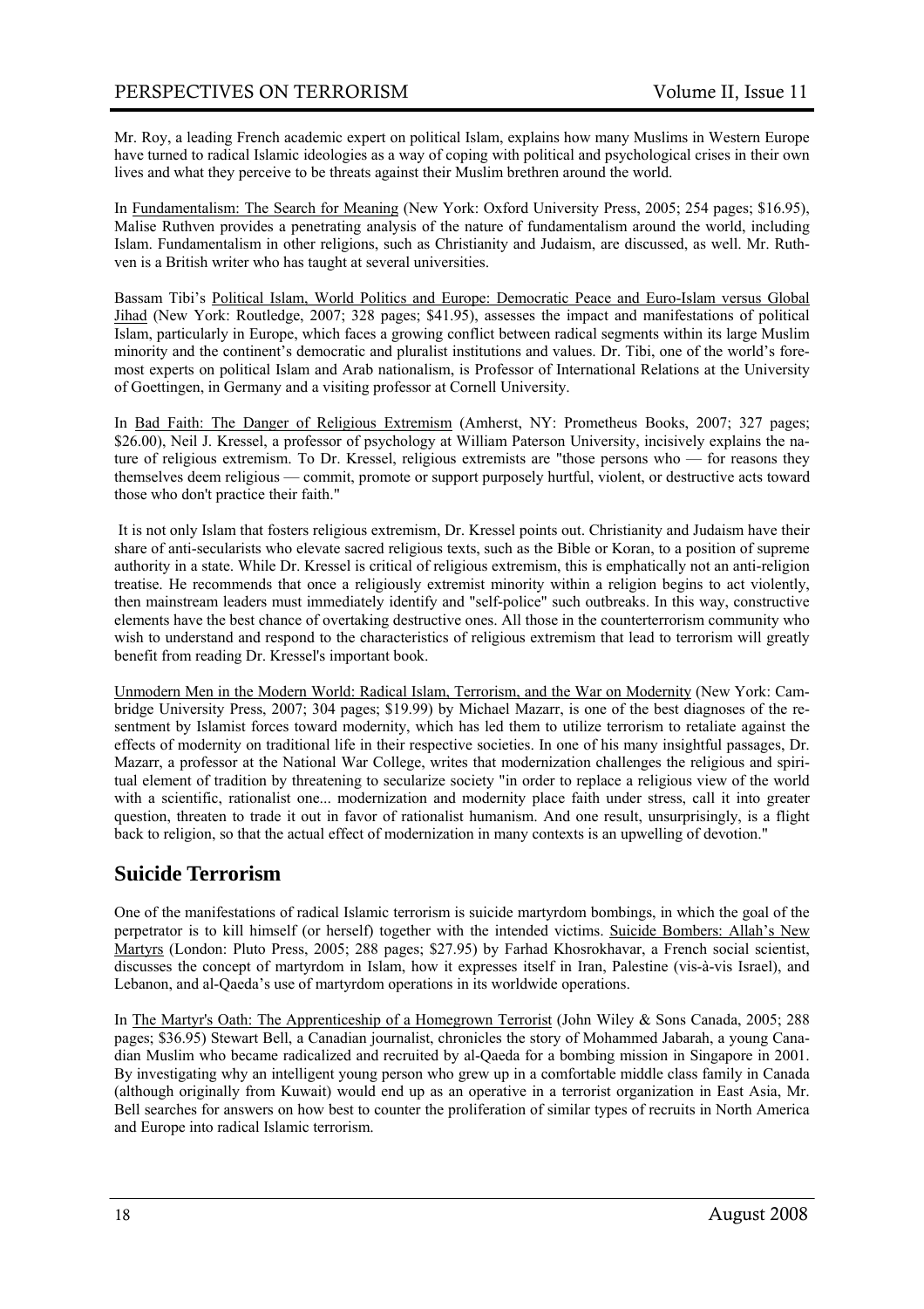Mr. Roy, a leading French academic expert on political Islam, explains how many Muslims in Western Europe have turned to radical Islamic ideologies as a way of coping with political and psychological crises in their own lives and what they perceive to be threats against their Muslim brethren around the world.

In Fundamentalism: The Search for Meaning (New York: Oxford University Press, 2005; 254 pages; $16.95), Malise Ruthven provides a penetrating analysis of the nature of fundamentalism around the world, including Islam. Fundamentalism in other religions, such as Christianity and Judaism, are discussed, as well. Mr. Ruthven is a British writer who has taught at several universities.

Bassam Tibi's Political Islam, World Politics and Europe: Democratic Peace and Euro-Islam versus Global Jihad (New York: Routledge, 2007; 328 pages; $41.95), assesses the impact and manifestations of political Islam, particularly in Europe, which faces a growing conflict between radical segments within its large Muslim minority and the continent's democratic and pluralist institutions and values. Dr. Tibi, one of the world's foremost experts on political Islam and Arab nationalism, is Professor of International Relations at the University of Goettingen, in Germany and a visiting professor at Cornell University.

In Bad Faith: The Danger of Religious Extremism (Amherst, NY: Prometheus Books, 2007; 327 pages; $26.00), Neil J. Kressel, a professor of psychology at William Paterson University, incisively explains the nature of religious extremism. To Dr. Kressel, religious extremists are "those persons who — for reasons they themselves deem religious — commit, promote or support purposely hurtful, violent, or destructive acts toward those who don't practice their faith."

It is not only Islam that fosters religious extremism, Dr. Kressel points out. Christianity and Judaism have their share of anti-secularists who elevate sacred religious texts, such as the Bible or Koran, to a position of supreme authority in a state. While Dr. Kressel is critical of religious extremism, this is emphatically not an anti-religion treatise. He recommends that once a religiously extremist minority within a religion begins to act violently, then mainstream leaders must immediately identify and "self-police" such outbreaks. In this way, constructive elements have the best chance of overtaking destructive ones. All those in the counterterrorism community who wish to understand and respond to the characteristics of religious extremism that lead to terrorism will greatly benefit from reading Dr. Kressel's important book.

Unmodern Men in the Modern World: Radical Islam, Terrorism, and the War on Modernity (New York: Cambridge University Press, 2007; 304 pages; $19.99) by Michael Mazarr, is one of the best diagnoses of the resentment by Islamist forces toward modernity, which has led them to utilize terrorism to retaliate against the effects of modernity on traditional life in their respective societies. In one of his many insightful passages, Dr. Mazarr, a professor at the National War College, writes that modernization challenges the religious and spiritual element of tradition by threatening to secularize society "in order to replace a religious view of the world with a scientific, rationalist one... modernization and modernity place faith under stress, call it into greater question, threaten to trade it out in favor of rationalist humanism. And one result, unsurprisingly, is a flight back to religion, so that the actual effect of modernization in many contexts is an upwelling of devotion."

## Suicide Terrorism

One of the manifestations of radical Islamic terrorism is suicide martyrdom bombings, in which the goal of the perpetrator is to kill himself (or herself) together with the intended victims. Suicide Bombers: Allah's New Martyrs (London: Pluto Press, 2005; 288 pages; $27.95) by Farhad Khosrokhavar, a French social scientist, discusses the concept of martyrdom in Islam, how it expresses itself in Iran, Palestine (vis-à-vis Israel), and Lebanon, and al-Qaeda's use of martyrdom operations in its worldwide operations.

In The Martyr's Oath: The Apprenticeship of a Homegrown Terrorist (John Wiley & Sons Canada, 2005; 288 pages; $36.95) Stewart Bell, a Canadian journalist, chronicles the story of Mohammed Jabarah, a young Canadian Muslim who became radicalized and recruited by al-Qaeda for a bombing mission in Singapore in 2001. By investigating why an intelligent young person who grew up in a comfortable middle class family in Canada (although originally from Kuwait) would end up as an operative in a terrorist organization in East Asia, Mr. Bell searches for answers on how best to counter the proliferation of similar types of recruits in North America and Europe into radical Islamic terrorism.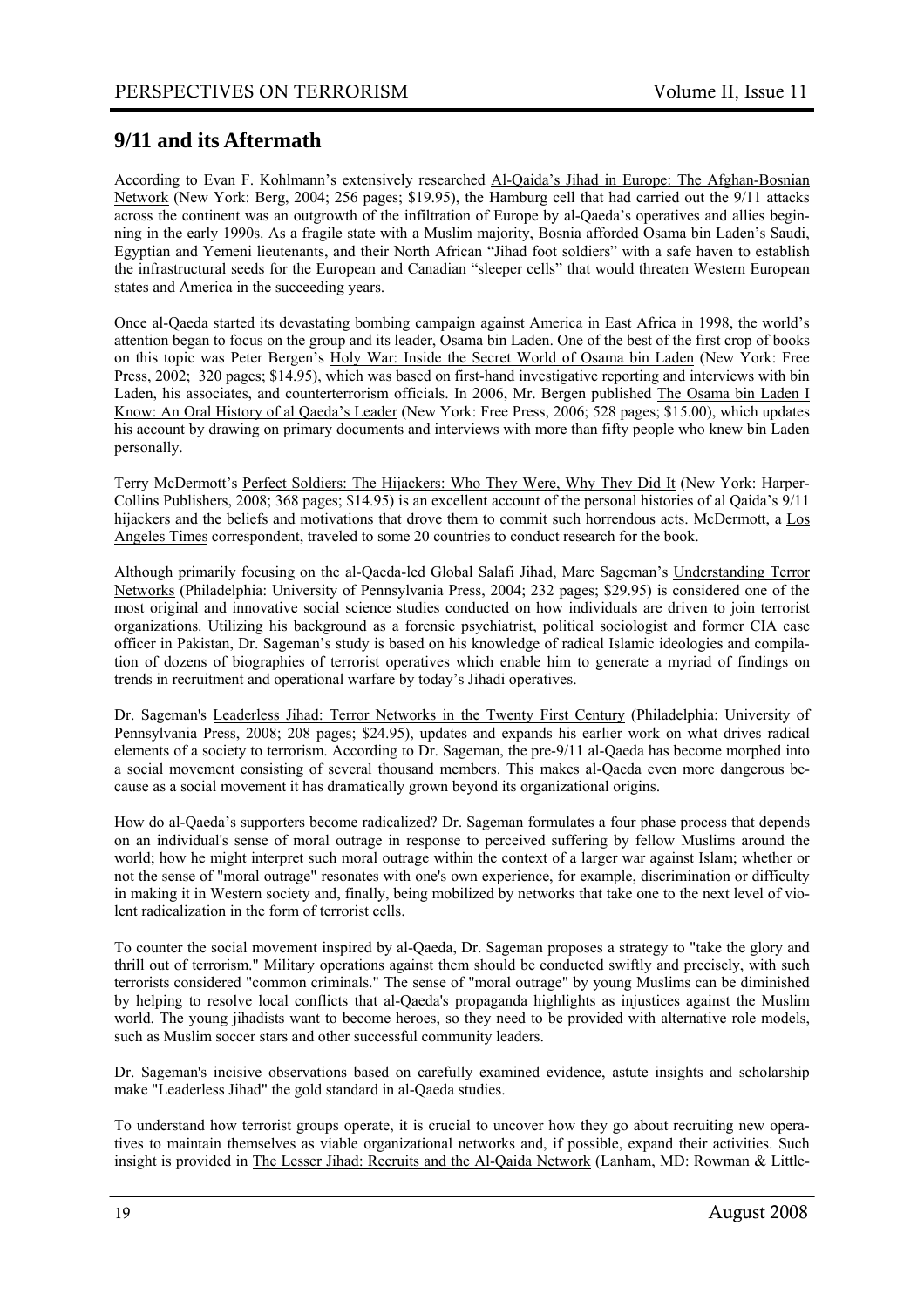## 9/11 and its Aftermath

According to Evan F. Kohlmann's extensively researched Al-Qaida's Jihad in Europe: The Afghan-Bosnian Network (New York: Berg, 2004; 256 pages; $19.95), the Hamburg cell that had carried out the 9/11 attacks across the continent was an outgrowth of the infiltration of Europe by al-Qaeda's operatives and allies beginning in the early 1990s. As a fragile state with a Muslim majority, Bosnia afforded Osama bin Laden's Saudi, Egyptian and Yemeni lieutenants, and their North African "Jihad foot soldiers" with a safe haven to establish the infrastructural seeds for the European and Canadian "sleeper cells" that would threaten Western European states and America in the succeeding years.

Once al-Qaeda started its devastating bombing campaign against America in East Africa in 1998, the world's attention began to focus on the group and its leader, Osama bin Laden. One of the best of the first crop of books on this topic was Peter Bergen's Holy War: Inside the Secret World of Osama bin Laden (New York: Free Press, 2002; 320 pages; $14.95), which was based on first-hand investigative reporting and interviews with bin Laden, his associates, and counterterrorism officials. In 2006, Mr. Bergen published The Osama bin Laden I Know: An Oral History of al Qaeda's Leader (New York: Free Press, 2006; 528 pages; $15.00), which updates his account by drawing on primary documents and interviews with more than fifty people who knew bin Laden personally.

Terry McDermott's Perfect Soldiers: The Hijackers: Who They Were, Why They Did It (New York: HarperCollins Publishers, 2008; 368 pages; $14.95) is an excellent account of the personal histories of al Qaida's 9/11 hijackers and the beliefs and motivations that drove them to commit such horrendous acts. McDermott, a Los Angeles Times correspondent, traveled to some 20 countries to conduct research for the book.

Although primarily focusing on the al-Qaeda-led Global Salafi Jihad, Marc Sageman's Understanding Terror Networks (Philadelphia: University of Pennsylvania Press, 2004; 232 pages; $29.95) is considered one of the most original and innovative social science studies conducted on how individuals are driven to join terrorist organizations. Utilizing his background as a forensic psychiatrist, political sociologist and former CIA case officer in Pakistan, Dr. Sageman's study is based on his knowledge of radical Islamic ideologies and compilation of dozens of biographies of terrorist operatives which enable him to generate a myriad of findings on trends in recruitment and operational warfare by today's Jihadi operatives.

Dr. Sageman's Leaderless Jihad: Terror Networks in the Twenty First Century (Philadelphia: University of Pennsylvania Press, 2008; 208 pages; $24.95), updates and expands his earlier work on what drives radical elements of a society to terrorism. According to Dr. Sageman, the pre-9/11 al-Qaeda has become morphed into a social movement consisting of several thousand members. This makes al-Qaeda even more dangerous because as a social movement it has dramatically grown beyond its organizational origins.

How do al-Qaeda's supporters become radicalized? Dr. Sageman formulates a four phase process that depends on an individual's sense of moral outrage in response to perceived suffering by fellow Muslims around the world; how he might interpret such moral outrage within the context of a larger war against Islam; whether or not the sense of "moral outrage" resonates with one's own experience, for example, discrimination or difficulty in making it in Western society and, finally, being mobilized by networks that take one to the next level of violent radicalization in the form of terrorist cells.

To counter the social movement inspired by al-Qaeda, Dr. Sageman proposes a strategy to "take the glory and thrill out of terrorism." Military operations against them should be conducted swiftly and precisely, with such terrorists considered "common criminals." The sense of "moral outrage" by young Muslims can be diminished by helping to resolve local conflicts that al-Qaeda's propaganda highlights as injustices against the Muslim world. The young jihadists want to become heroes, so they need to be provided with alternative role models, such as Muslim soccer stars and other successful community leaders.

Dr. Sageman's incisive observations based on carefully examined evidence, astute insights and scholarship make "Leaderless Jihad" the gold standard in al-Qaeda studies.

To understand how terrorist groups operate, it is crucial to uncover how they go about recruiting new operatives to maintain themselves as viable organizational networks and, if possible, expand their activities. Such insight is provided in The Lesser Jihad: Recruits and the Al-Qaida Network (Lanham, MD: Rowman & Little-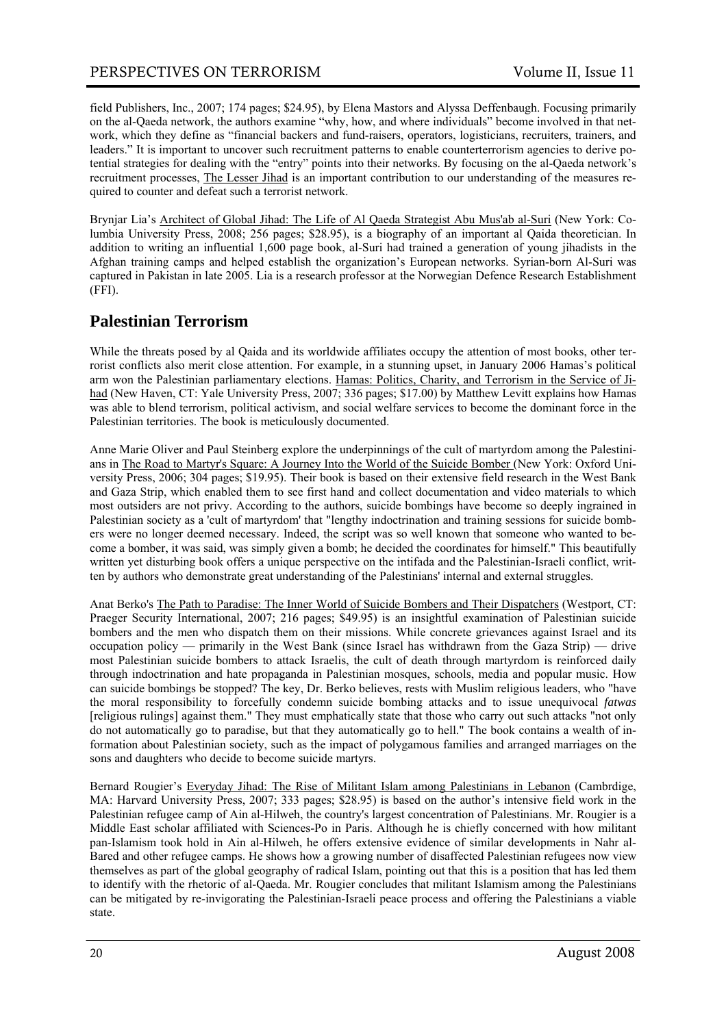field Publishers, Inc., 2007; 174 pages; $24.95), by Elena Mastors and Alyssa Deffenbaugh. Focusing primarily on the al-Qaeda network, the authors examine "why, how, and where individuals" become involved in that network, which they define as "financial backers and fund-raisers, operators, logisticians, recruiters, trainers, and leaders." It is important to uncover such recruitment patterns to enable counterterrorism agencies to derive potential strategies for dealing with the "entry" points into their networks. By focusing on the al-Qaeda network's recruitment processes, The Lesser Jihad is an important contribution to our understanding of the measures required to counter and defeat such a terrorist network.

Brynjar Lia's Architect of Global Jihad: The Life of Al Qaeda Strategist Abu Mus'ab al-Suri (New York: Columbia University Press, 2008; 256 pages; $28.95), is a biography of an important al Qaida theoretician. In addition to writing an influential 1,600 page book, al-Suri had trained a generation of young jihadists in the Afghan training camps and helped establish the organization's European networks. Syrian-born Al-Suri was captured in Pakistan in late 2005. Lia is a research professor at the Norwegian Defence Research Establishment (FFI).

## Palestinian Terrorism

While the threats posed by al Qaida and its worldwide affiliates occupy the attention of most books, other terrorist conflicts also merit close attention. For example, in a stunning upset, in January 2006 Hamas's political arm won the Palestinian parliamentary elections. Hamas: Politics, Charity, and Terrorism in the Service of Jihad (New Haven, CT: Yale University Press, 2007; 336 pages; $17.00) by Matthew Levitt explains how Hamas was able to blend terrorism, political activism, and social welfare services to become the dominant force in the Palestinian territories. The book is meticulously documented.

Anne Marie Oliver and Paul Steinberg explore the underpinnings of the cult of martyrdom among the Palestinians in The Road to Martyr's Square: A Journey Into the World of the Suicide Bomber (New York: Oxford University Press, 2006; 304 pages; $19.95). Their book is based on their extensive field research in the West Bank and Gaza Strip, which enabled them to see first hand and collect documentation and video materials to which most outsiders are not privy. According to the authors, suicide bombings have become so deeply ingrained in Palestinian society as a 'cult of martyrdom' that "lengthy indoctrination and training sessions for suicide bombers were no longer deemed necessary. Indeed, the script was so well known that someone who wanted to become a bomber, it was said, was simply given a bomb; he decided the coordinates for himself." This beautifully written yet disturbing book offers a unique perspective on the intifada and the Palestinian-Israeli conflict, written by authors who demonstrate great understanding of the Palestinians' internal and external struggles.

Anat Berko's The Path to Paradise: The Inner World of Suicide Bombers and Their Dispatchers (Westport, CT: Praeger Security International, 2007; 216 pages; $49.95) is an insightful examination of Palestinian suicide bombers and the men who dispatch them on their missions. While concrete grievances against Israel and its occupation policy — primarily in the West Bank (since Israel has withdrawn from the Gaza Strip) — drive most Palestinian suicide bombers to attack Israelis, the cult of death through martyrdom is reinforced daily through indoctrination and hate propaganda in Palestinian mosques, schools, media and popular music. How can suicide bombings be stopped? The key, Dr. Berko believes, rests with Muslim religious leaders, who "have the moral responsibility to forcefully condemn suicide bombing attacks and to issue unequivocal *fatwas* [religious rulings] against them." They must emphatically state that those who carry out such attacks "not only do not automatically go to paradise, but that they automatically go to hell." The book contains a wealth of information about Palestinian society, such as the impact of polygamous families and arranged marriages on the sons and daughters who decide to become suicide martyrs.

Bernard Rougier's Everyday Jihad: The Rise of Militant Islam among Palestinians in Lebanon (Cambrdige, MA: Harvard University Press, 2007; 333 pages; $28.95) is based on the author's intensive field work in the Palestinian refugee camp of Ain al-Hilweh, the country's largest concentration of Palestinians. Mr. Rougier is a Middle East scholar affiliated with Sciences-Po in Paris. Although he is chiefly concerned with how militant pan-Islamism took hold in Ain al-Hilweh, he offers extensive evidence of similar developments in Nahr al-Bared and other refugee camps. He shows how a growing number of disaffected Palestinian refugees now view themselves as part of the global geography of radical Islam, pointing out that this is a position that has led them to identify with the rhetoric of al-Qaeda. Mr. Rougier concludes that militant Islamism among the Palestinians can be mitigated by re-invigorating the Palestinian-Israeli peace process and offering the Palestinians a viable state.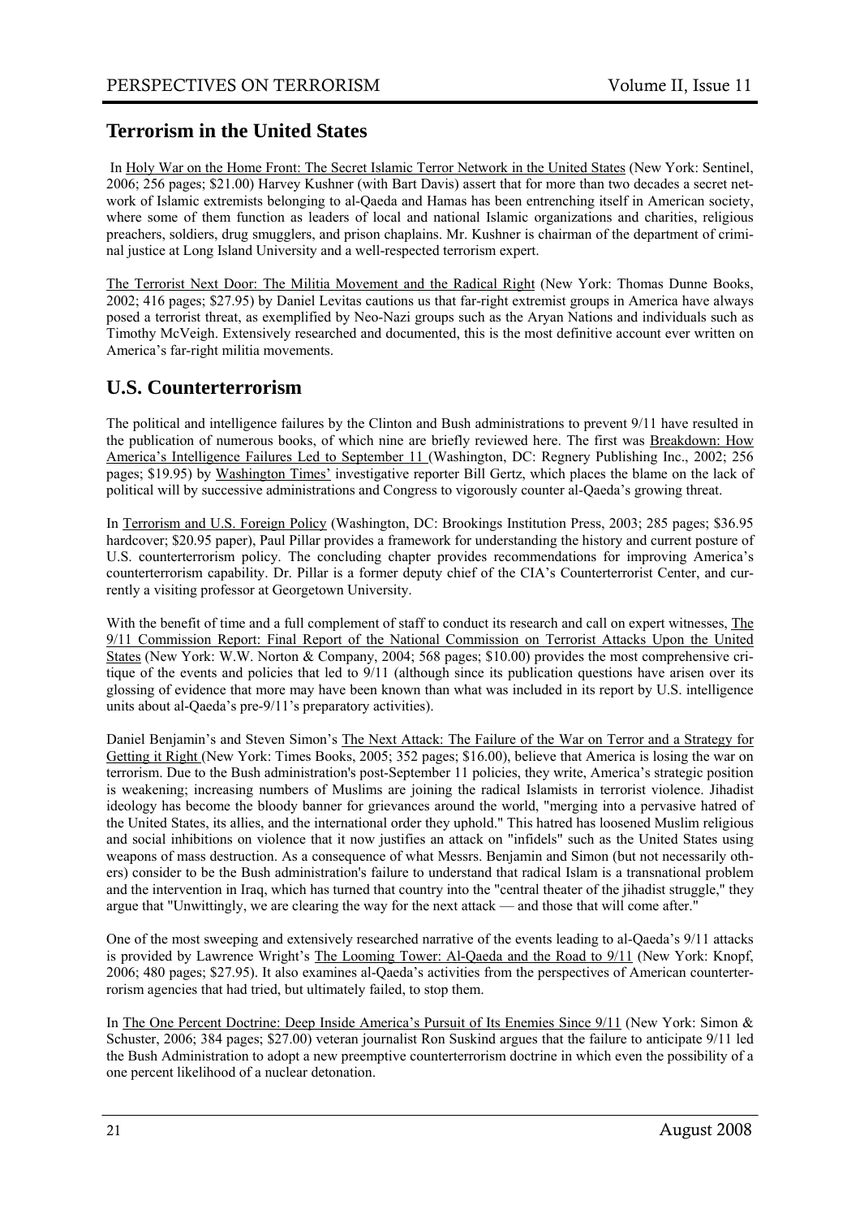## Terrorism in the United States

In Holy War on the Home Front: The Secret Islamic Terror Network in the United States (New York: Sentinel, 2006; 256 pages; $21.00) Harvey Kushner (with Bart Davis) assert that for more than two decades a secret network of Islamic extremists belonging to al-Qaeda and Hamas has been entrenching itself in American society, where some of them function as leaders of local and national Islamic organizations and charities, religious preachers, soldiers, drug smugglers, and prison chaplains. Mr. Kushner is chairman of the department of criminal justice at Long Island University and a well-respected terrorism expert.

The Terrorist Next Door: The Militia Movement and the Radical Right (New York: Thomas Dunne Books, 2002; 416 pages; $27.95) by Daniel Levitas cautions us that far-right extremist groups in America have always posed a terrorist threat, as exemplified by Neo-Nazi groups such as the Aryan Nations and individuals such as Timothy McVeigh. Extensively researched and documented, this is the most definitive account ever written on America's far-right militia movements.

## U.S. Counterterrorism

The political and intelligence failures by the Clinton and Bush administrations to prevent 9/11 have resulted in the publication of numerous books, of which nine are briefly reviewed here. The first was Breakdown: How America's Intelligence Failures Led to September 11 (Washington, DC: Regnery Publishing Inc., 2002; 256 pages; $19.95) by Washington Times' investigative reporter Bill Gertz, which places the blame on the lack of political will by successive administrations and Congress to vigorously counter al-Qaeda's growing threat.

In Terrorism and U.S. Foreign Policy (Washington, DC: Brookings Institution Press, 2003; 285 pages; $36.95 hardcover; $20.95 paper), Paul Pillar provides a framework for understanding the history and current posture of U.S. counterterrorism policy. The concluding chapter provides recommendations for improving America's counterterrorism capability. Dr. Pillar is a former deputy chief of the CIA's Counterterrorist Center, and currently a visiting professor at Georgetown University.

With the benefit of time and a full complement of staff to conduct its research and call on expert witnesses, The 9/11 Commission Report: Final Report of the National Commission on Terrorist Attacks Upon the United States (New York: W.W. Norton & Company, 2004; 568 pages; $10.00) provides the most comprehensive critique of the events and policies that led to 9/11 (although since its publication questions have arisen over its glossing of evidence that more may have been known than what was included in its report by U.S. intelligence units about al-Qaeda's pre-9/11's preparatory activities).

Daniel Benjamin's and Steven Simon's The Next Attack: The Failure of the War on Terror and a Strategy for Getting it Right (New York: Times Books, 2005; 352 pages; $16.00), believe that America is losing the war on terrorism. Due to the Bush administration's post-September 11 policies, they write, America's strategic position is weakening; increasing numbers of Muslims are joining the radical Islamists in terrorist violence. Jihadist ideology has become the bloody banner for grievances around the world, "merging into a pervasive hatred of the United States, its allies, and the international order they uphold." This hatred has loosened Muslim religious and social inhibitions on violence that it now justifies an attack on "infidels" such as the United States using weapons of mass destruction. As a consequence of what Messrs. Benjamin and Simon (but not necessarily others) consider to be the Bush administration's failure to understand that radical Islam is a transnational problem and the intervention in Iraq, which has turned that country into the "central theater of the jihadist struggle," they argue that "Unwittingly, we are clearing the way for the next attack — and those that will come after."

One of the most sweeping and extensively researched narrative of the events leading to al-Qaeda's 9/11 attacks is provided by Lawrence Wright's The Looming Tower: Al-Qaeda and the Road to 9/11 (New York: Knopf, 2006; 480 pages; $27.95). It also examines al-Qaeda's activities from the perspectives of American counterterrorism agencies that had tried, but ultimately failed, to stop them.

In The One Percent Doctrine: Deep Inside America's Pursuit of Its Enemies Since 9/11 (New York: Simon & Schuster, 2006; 384 pages; $27.00) veteran journalist Ron Suskind argues that the failure to anticipate 9/11 led the Bush Administration to adopt a new preemptive counterterrorism doctrine in which even the possibility of a one percent likelihood of a nuclear detonation.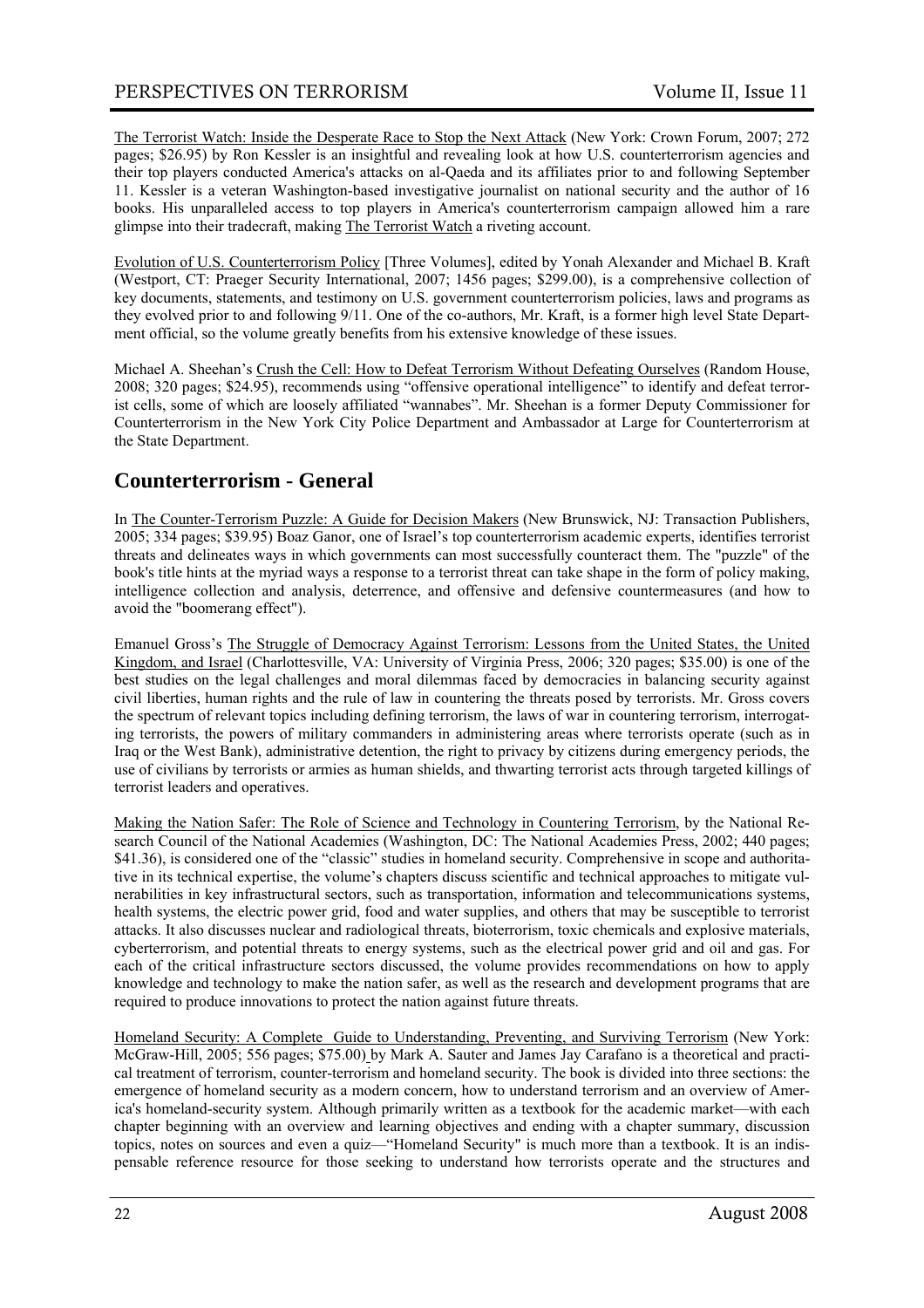The Terrorist Watch: Inside the Desperate Race to Stop the Next Attack (New York: Crown Forum, 2007; 272 pages; $26.95) by Ron Kessler is an insightful and revealing look at how U.S. counterterrorism agencies and their top players conducted America's attacks on al-Qaeda and its affiliates prior to and following September 11. Kessler is a veteran Washington-based investigative journalist on national security and the author of 16 books. His unparalleled access to top players in America's counterterrorism campaign allowed him a rare glimpse into their tradecraft, making The Terrorist Watch a riveting account.

Evolution of U.S. Counterterrorism Policy [Three Volumes], edited by Yonah Alexander and Michael B. Kraft (Westport, CT: Praeger Security International, 2007; 1456 pages; $299.00), is a comprehensive collection of key documents, statements, and testimony on U.S. government counterterrorism policies, laws and programs as they evolved prior to and following 9/11. One of the co-authors, Mr. Kraft, is a former high level State Department official, so the volume greatly benefits from his extensive knowledge of these issues.

Michael A. Sheehan's Crush the Cell: How to Defeat Terrorism Without Defeating Ourselves (Random House, 2008; 320 pages; $24.95), recommends using "offensive operational intelligence" to identify and defeat terrorist cells, some of which are loosely affiliated "wannabes". Mr. Sheehan is a former Deputy Commissioner for Counterterrorism in the New York City Police Department and Ambassador at Large for Counterterrorism at the State Department.

## Counterterrorism - General

In The Counter-Terrorism Puzzle: A Guide for Decision Makers (New Brunswick, NJ: Transaction Publishers, 2005; 334 pages; $39.95) Boaz Ganor, one of Israel's top counterterrorism academic experts, identifies terrorist threats and delineates ways in which governments can most successfully counteract them. The "puzzle" of the book's title hints at the myriad ways a response to a terrorist threat can take shape in the form of policy making, intelligence collection and analysis, deterrence, and offensive and defensive countermeasures (and how to avoid the "boomerang effect").

Emanuel Gross's The Struggle of Democracy Against Terrorism: Lessons from the United States, the United Kingdom, and Israel (Charlottesville, VA: University of Virginia Press, 2006; 320 pages; $35.00) is one of the best studies on the legal challenges and moral dilemmas faced by democracies in balancing security against civil liberties, human rights and the rule of law in countering the threats posed by terrorists. Mr. Gross covers the spectrum of relevant topics including defining terrorism, the laws of war in countering terrorism, interrogating terrorists, the powers of military commanders in administering areas where terrorists operate (such as in Iraq or the West Bank), administrative detention, the right to privacy by citizens during emergency periods, the use of civilians by terrorists or armies as human shields, and thwarting terrorist acts through targeted killings of terrorist leaders and operatives.

Making the Nation Safer: The Role of Science and Technology in Countering Terrorism, by the National Research Council of the National Academies (Washington, DC: The National Academies Press, 2002; 440 pages; $41.36), is considered one of the "classic" studies in homeland security. Comprehensive in scope and authoritative in its technical expertise, the volume's chapters discuss scientific and technical approaches to mitigate vulnerabilities in key infrastructural sectors, such as transportation, information and telecommunications systems, health systems, the electric power grid, food and water supplies, and others that may be susceptible to terrorist attacks. It also discusses nuclear and radiological threats, bioterrorism, toxic chemicals and explosive materials, cyberterrorism, and potential threats to energy systems, such as the electrical power grid and oil and gas. For each of the critical infrastructure sectors discussed, the volume provides recommendations on how to apply knowledge and technology to make the nation safer, as well as the research and development programs that are required to produce innovations to protect the nation against future threats.

Homeland Security: A Complete Guide to Understanding, Preventing, and Surviving Terrorism (New York: McGraw-Hill, 2005; 556 pages; $75.00) by Mark A. Sauter and James Jay Carafano is a theoretical and practical treatment of terrorism, counter-terrorism and homeland security. The book is divided into three sections: the emergence of homeland security as a modern concern, how to understand terrorism and an overview of America's homeland-security system. Although primarily written as a textbook for the academic market—with each chapter beginning with an overview and learning objectives and ending with a chapter summary, discussion topics, notes on sources and even a quiz—"Homeland Security" is much more than a textbook. It is an indispensable reference resource for those seeking to understand how terrorists operate and the structures and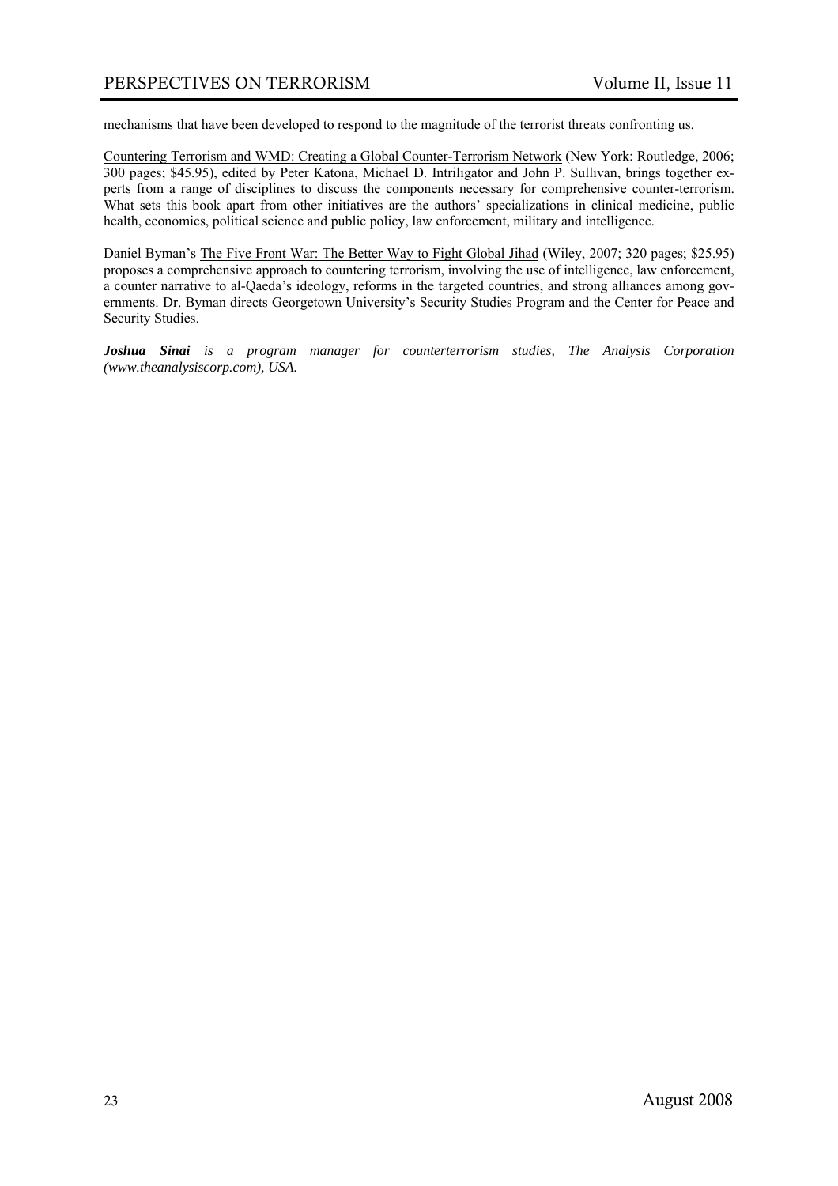mechanisms that have been developed to respond to the magnitude of the terrorist threats confronting us.

Countering Terrorism and WMD: Creating a Global Counter-Terrorism Network (New York: Routledge, 2006; 300 pages; $45.95), edited by Peter Katona, Michael D. Intriligator and John P. Sullivan, brings together experts from a range of disciplines to discuss the components necessary for comprehensive counter-terrorism. What sets this book apart from other initiatives are the authors' specializations in clinical medicine, public health, economics, political science and public policy, law enforcement, military and intelligence.

Daniel Byman's The Five Front War: The Better Way to Fight Global Jihad (Wiley, 2007; 320 pages; $25.95) proposes a comprehensive approach to countering terrorism, involving the use of intelligence, law enforcement, a counter narrative to al-Qaeda's ideology, reforms in the targeted countries, and strong alliances among governments. Dr. Byman directs Georgetown University's Security Studies Program and the Center for Peace and Security Studies.

***Joshua Sinai** is a program manager for counterterrorism studies, The Analysis Corporation (www.theanalysiscorp.com), USA.*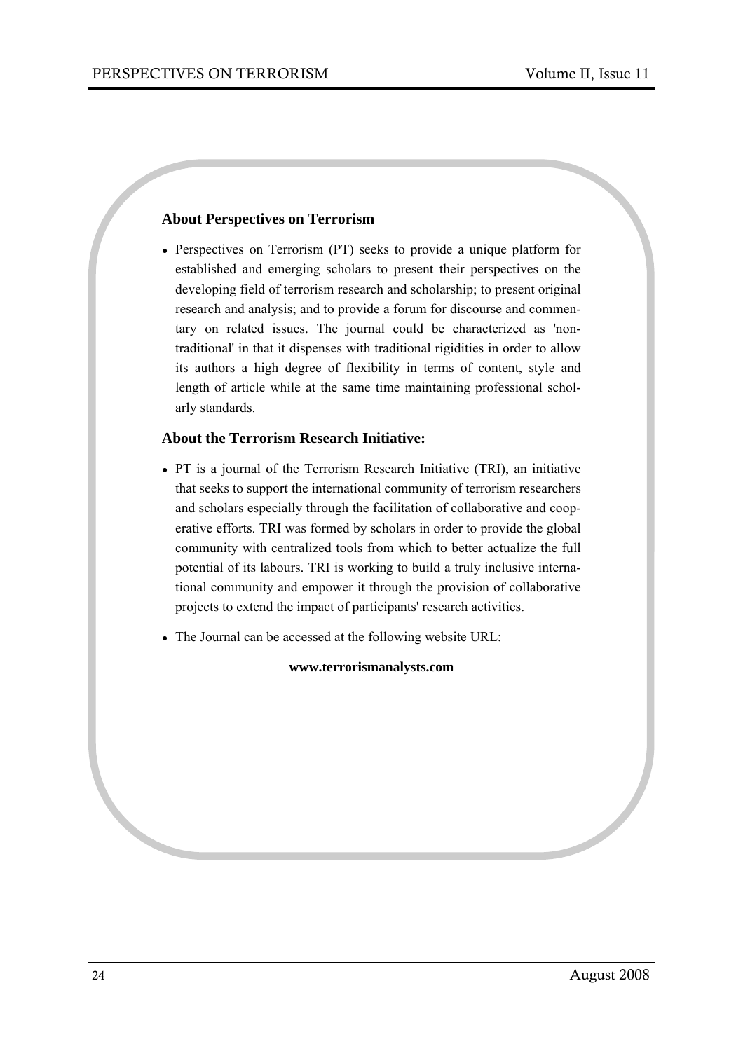## About Perspectives on Terrorism

- Perspectives on Terrorism (PT) seeks to provide a unique platform for established and emerging scholars to present their perspectives on the developing field of terrorism research and scholarship; to present original research and analysis; and to provide a forum for discourse and commentary on related issues. The journal could be characterized as 'non-traditional' in that it dispenses with traditional rigidities in order to allow its authors a high degree of flexibility in terms of content, style and length of article while at the same time maintaining professional scholarly standards.

## About the Terrorism Research Initiative:

- PT is a journal of the Terrorism Research Initiative (TRI), an initiative that seeks to support the international community of terrorism researchers and scholars especially through the facilitation of collaborative and cooperative efforts. TRI was formed by scholars in order to provide the global community with centralized tools from which to better actualize the full potential of its labours. TRI is working to build a truly inclusive international community and empower it through the provision of collaborative projects to extend the impact of participants' research activities.

- The Journal can be accessed at the following website URL:

**www.terrorismanalysts.com**